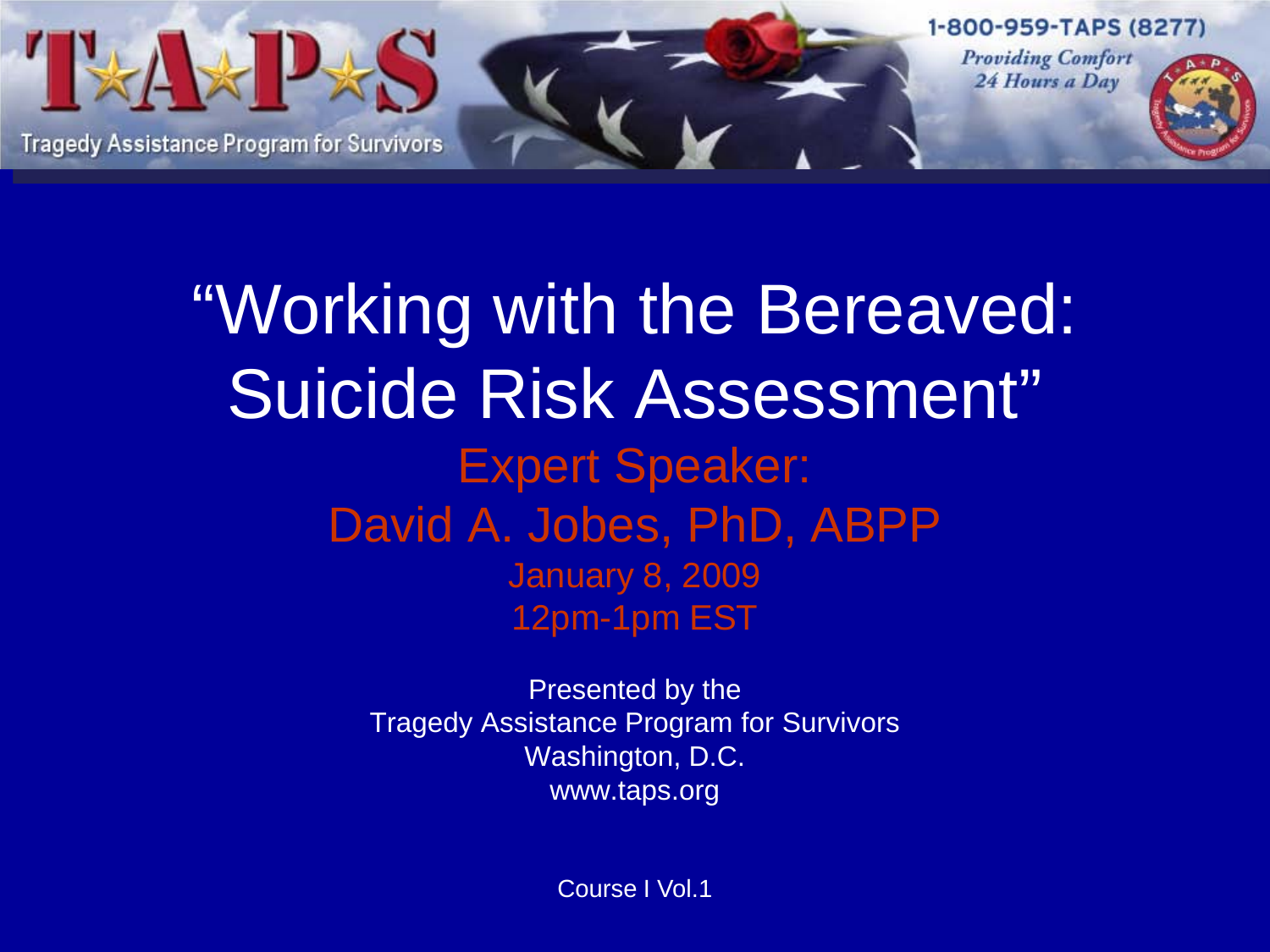T★A★P★S

Tragedy Assistance Program for Survivors

1-800-959-TAPS (8277)

*Providing Comfort 24 Hours a Day*

# "Working with the Bereaved: Suicide Risk Assessment"

## Expert Speaker:

## David A. Jobes, PhD, ABPP

January 8, 2009

12pm-1pm EST

Presented by the

Tragedy Assistance Program for Survivors

Washington, D.C.

www.taps.org

Course I Vol.1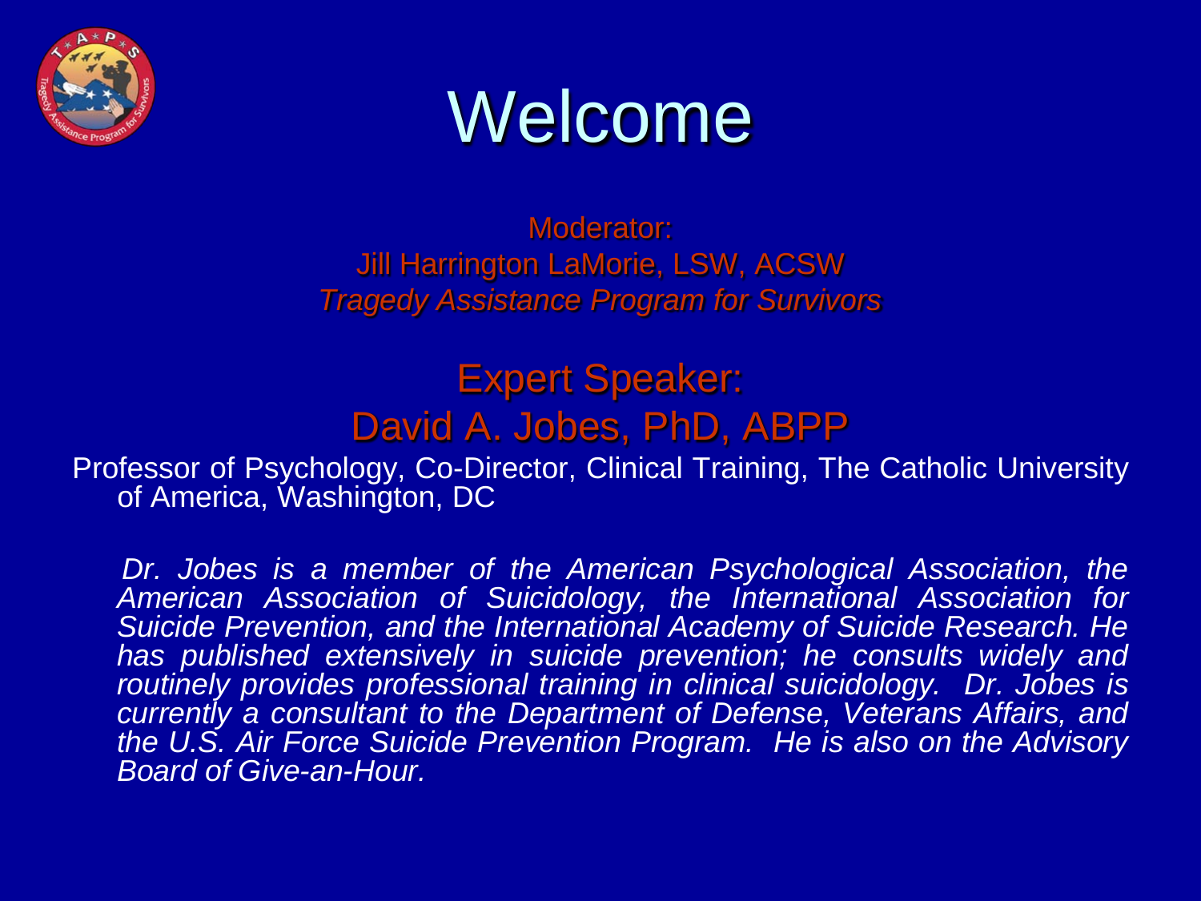# Welcome

Moderator:
Jill Harrington LaMorie, LSW, ACSW
*Tragedy Assistance Program for Survivors*

## Expert Speaker:
## David A. Jobes, PhD, ABPP

Professor of Psychology, Co-Director, Clinical Training, The Catholic University of America, Washington, DC

*Dr. Jobes is a member of the American Psychological Association, the American Association of Suicidology, the International Association for Suicide Prevention, and the International Academy of Suicide Research. He has published extensively in suicide prevention; he consults widely and routinely provides professional training in clinical suicidology. Dr. Jobes is currently a consultant to the Department of Defense, Veterans Affairs, and the U.S. Air Force Suicide Prevention Program. He is also on the Advisory Board of Give-an-Hour.*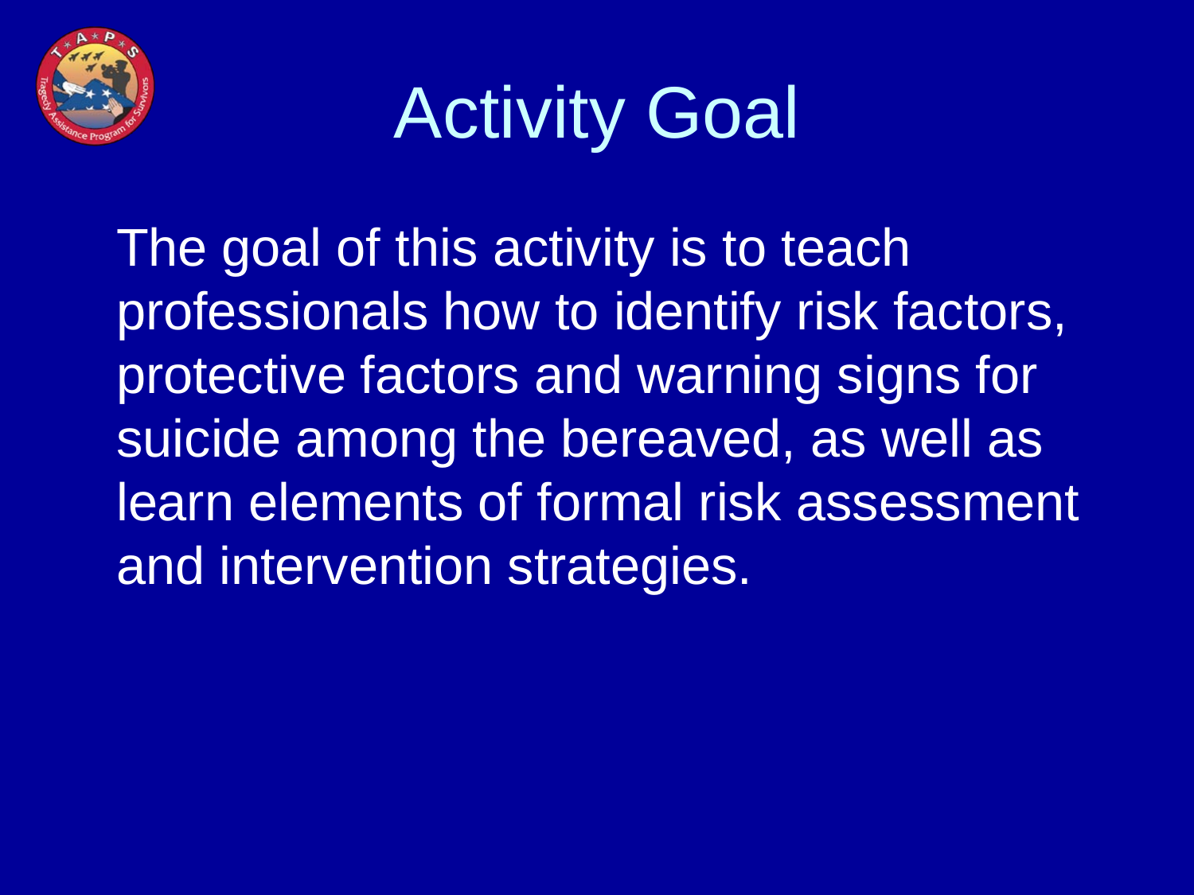# Activity Goal

The goal of this activity is to teach professionals how to identify risk factors, protective factors and warning signs for suicide among the bereaved, as well as learn elements of formal risk assessment and intervention strategies.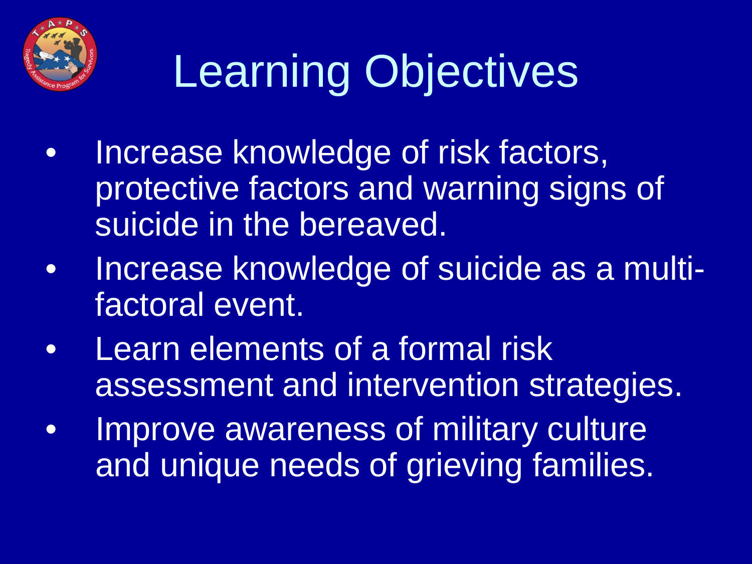# Learning Objectives

- Increase knowledge of risk factors, protective factors and warning signs of suicide in the bereaved.
- Increase knowledge of suicide as a multi-factoral event.
- Learn elements of a formal risk assessment and intervention strategies.
- Improve awareness of military culture and unique needs of grieving families.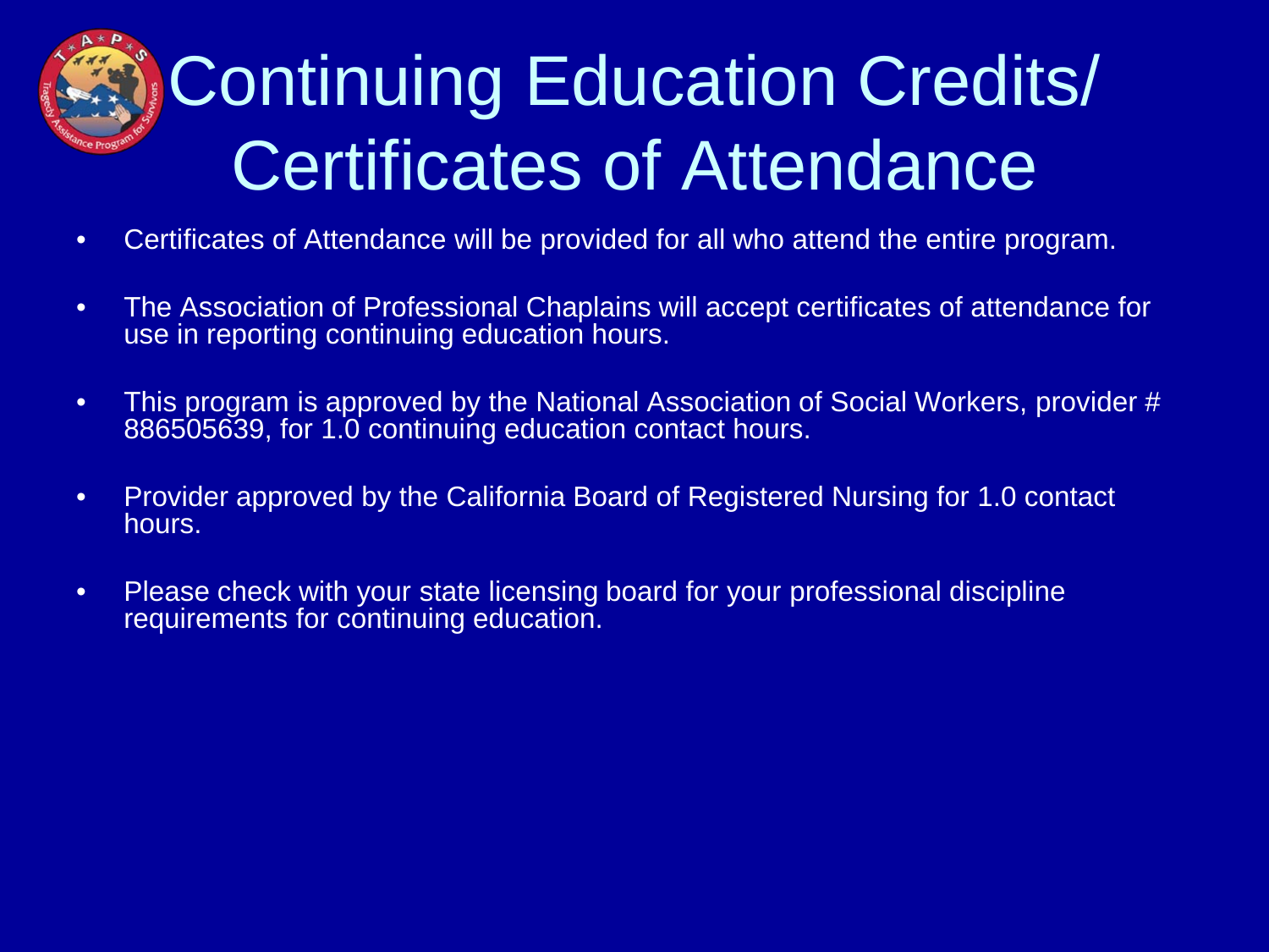# Continuing Education Credits/ Certificates of Attendance

- Certificates of Attendance will be provided for all who attend the entire program.
- The Association of Professional Chaplains will accept certificates of attendance for use in reporting continuing education hours.
- This program is approved by the National Association of Social Workers, provider # 886505639, for 1.0 continuing education contact hours.
- Provider approved by the California Board of Registered Nursing for 1.0 contact hours.
- Please check with your state licensing board for your professional discipline requirements for continuing education.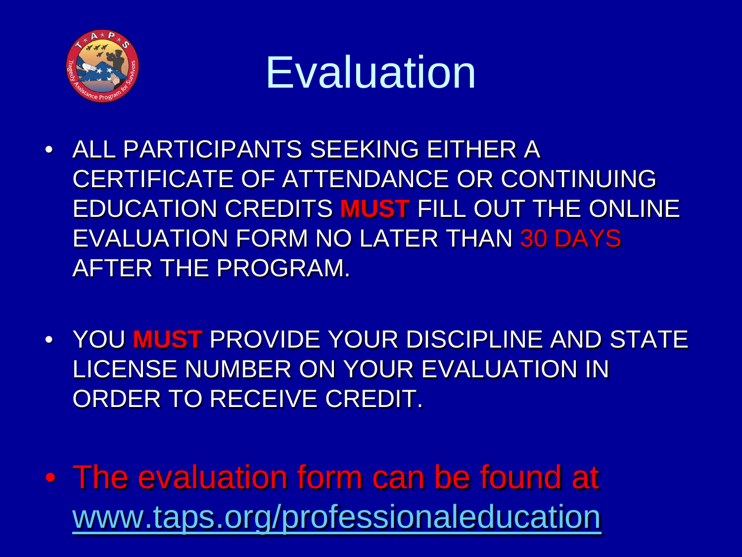# Evaluation

- ALL PARTICIPANTS SEEKING EITHER A CERTIFICATE OF ATTENDANCE OR CONTINUING EDUCATION CREDITS **MUST** FILL OUT THE ONLINE EVALUATION FORM NO LATER THAN 30 DAYS AFTER THE PROGRAM.
- YOU **MUST** PROVIDE YOUR DISCIPLINE AND STATE LICENSE NUMBER ON YOUR EVALUATION IN ORDER TO RECEIVE CREDIT.
- The evaluation form can be found at www.taps.org/professionaleducation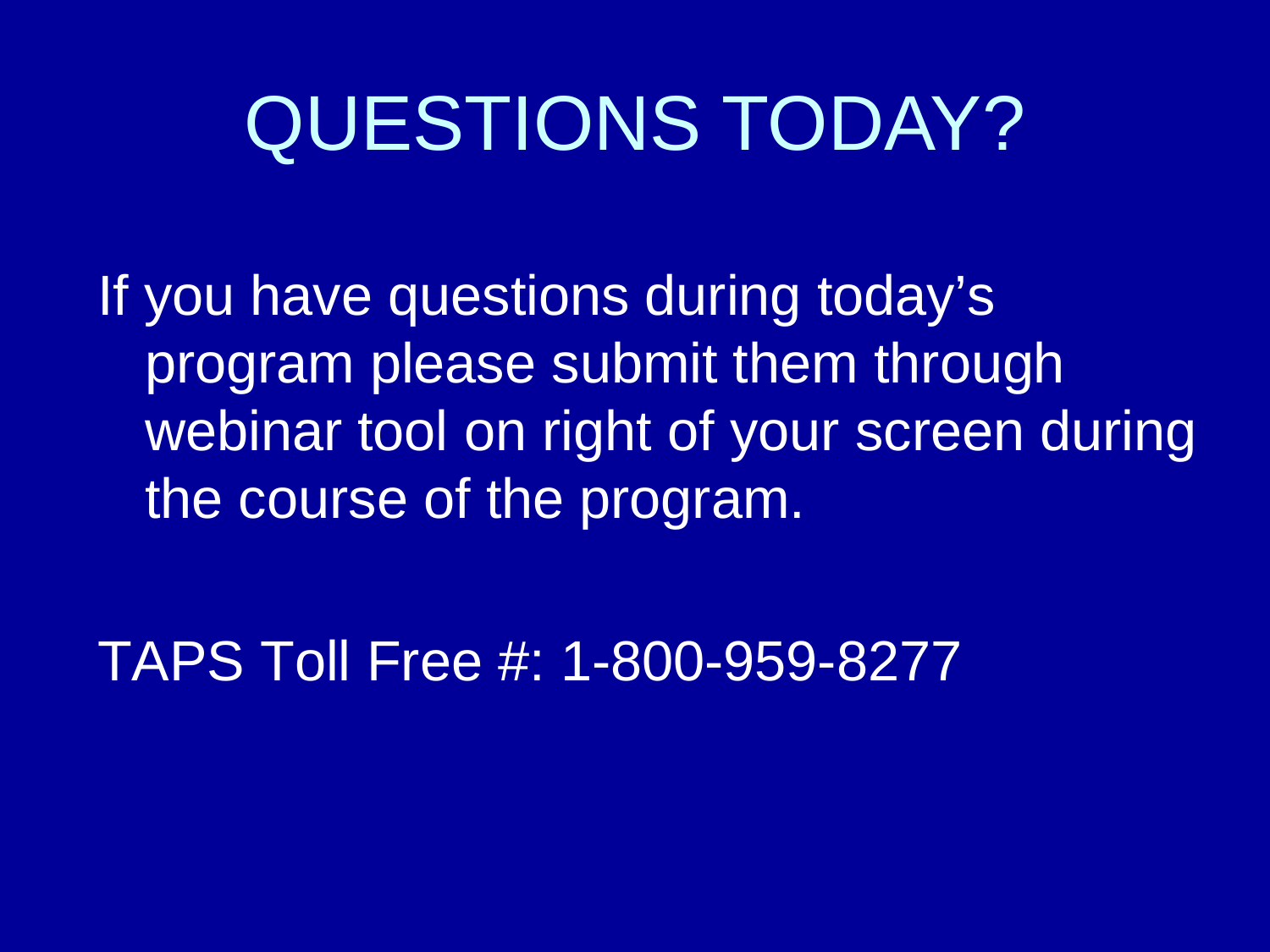# QUESTIONS TODAY?

If you have questions during today's program please submit them through webinar tool on right of your screen during the course of the program.

TAPS Toll Free #: 1-800-959-8277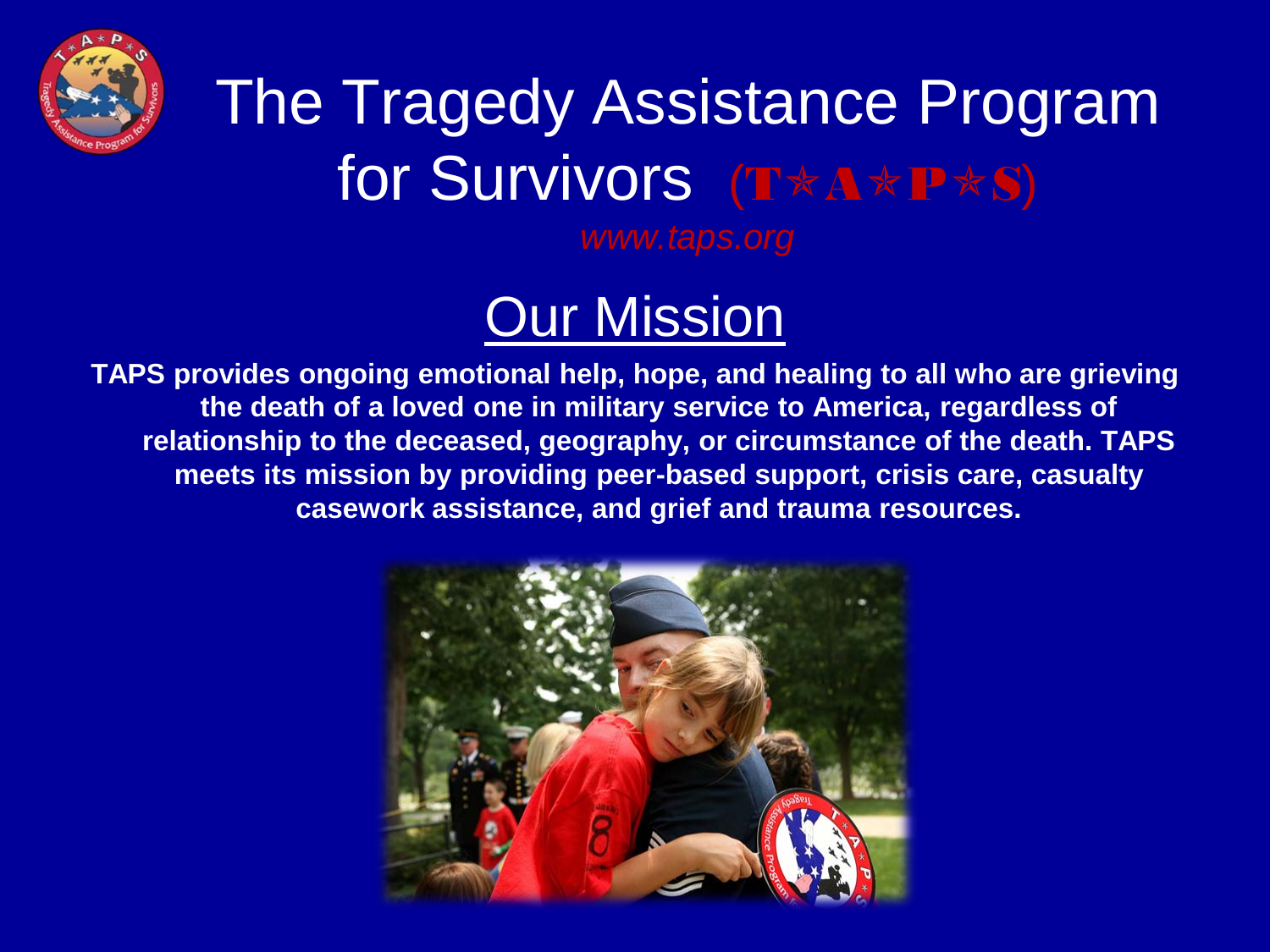# The Tragedy Assistance Program for Survivors (T*A*P*S)

*www.taps.org*

## Our Mission

**TAPS provides ongoing emotional help, hope, and healing to all who are grieving the death of a loved one in military service to America, regardless of relationship to the deceased, geography, or circumstance of the death. TAPS meets its mission by providing peer-based support, crisis care, casualty casework assistance, and grief and trauma resources.**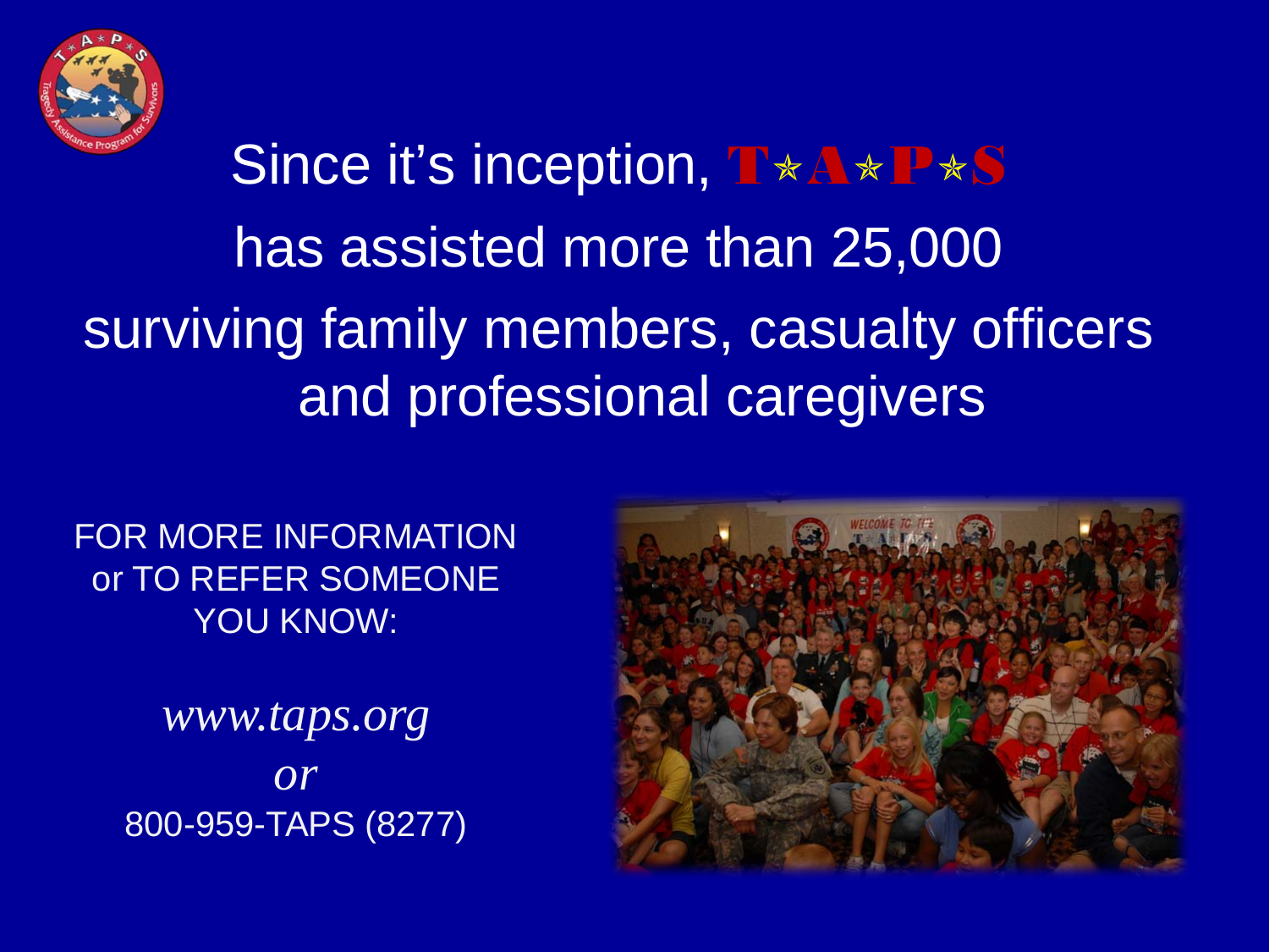# Since it's inception, T★A★P★S has assisted more than 25,000 surviving family members, casualty officers and professional caregivers

FOR MORE INFORMATION
or TO REFER SOMEONE
YOU KNOW:

*www.taps.org*

*or*

800-959-TAPS (8277)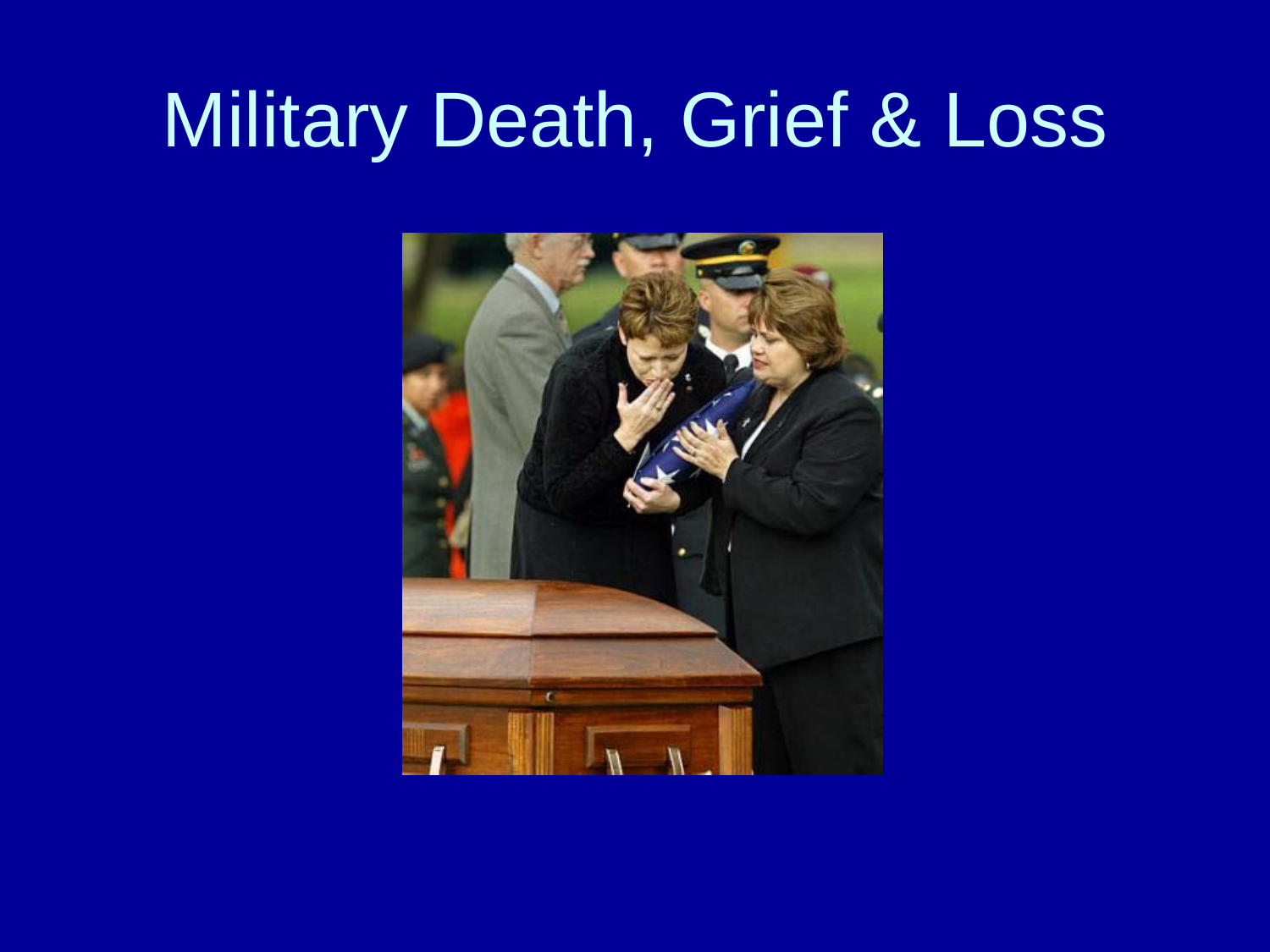# Military Death, Grief & Loss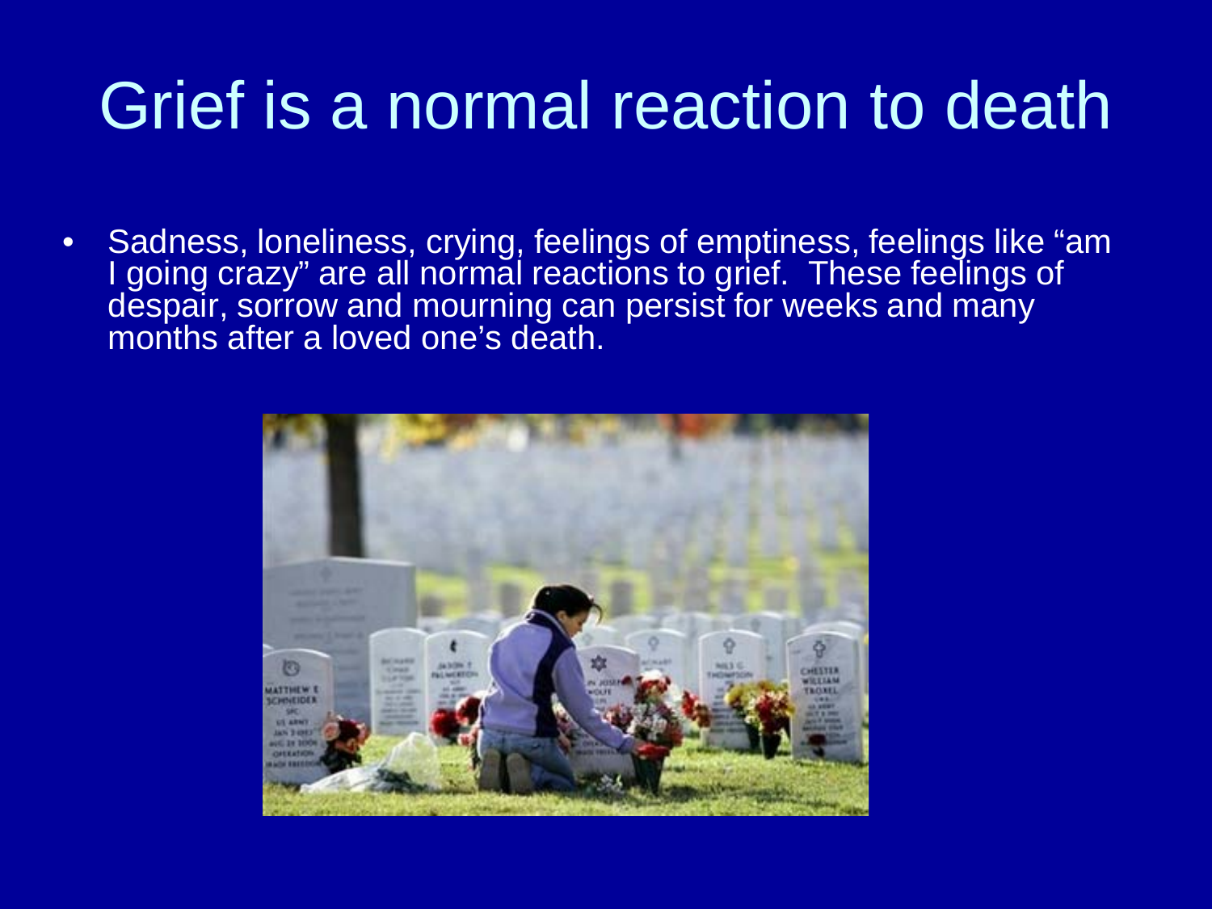# Grief is a normal reaction to death

- Sadness, loneliness, crying, feelings of emptiness, feelings like "am I going crazy" are all normal reactions to grief. These feelings of despair, sorrow and mourning can persist for weeks and many months after a loved one's death.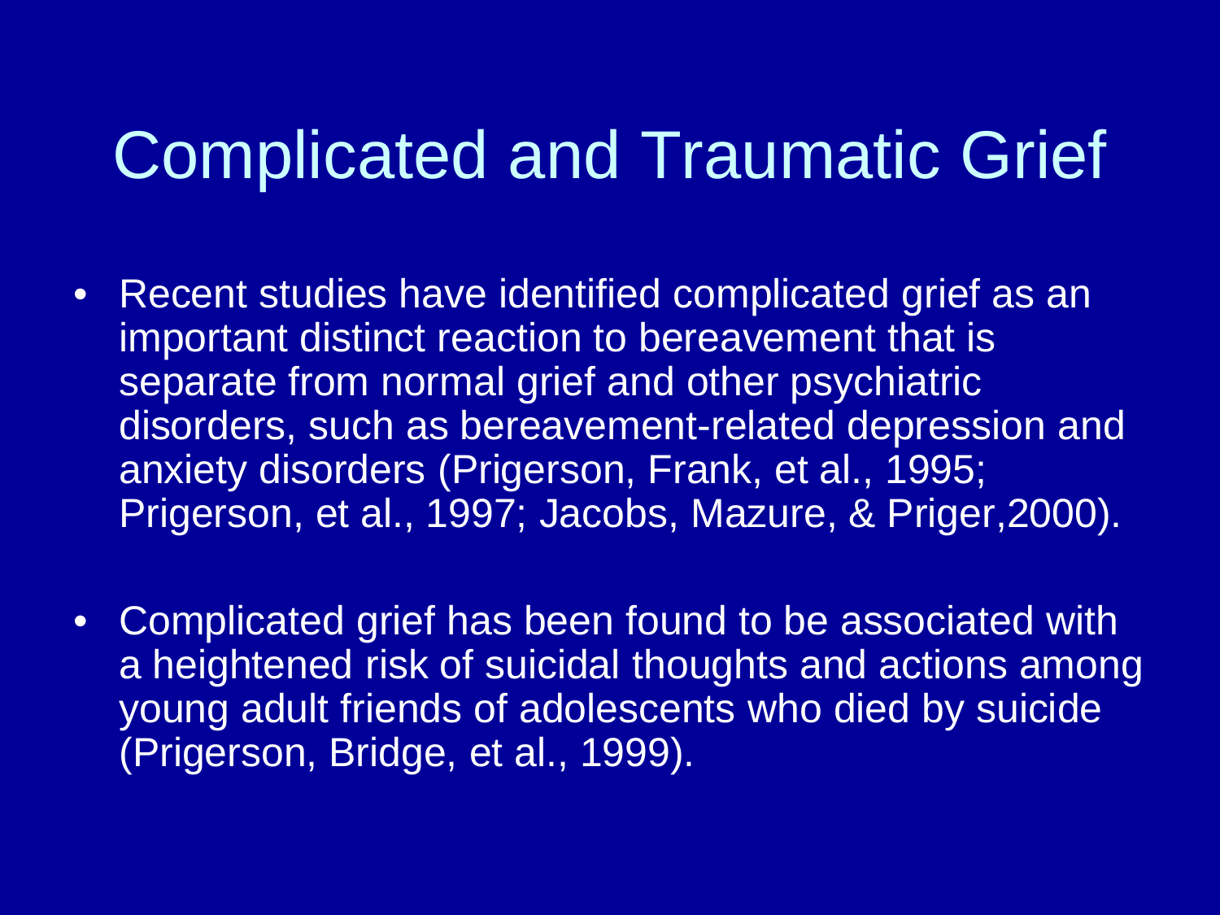# Complicated and Traumatic Grief

- Recent studies have identified complicated grief as an important distinct reaction to bereavement that is separate from normal grief and other psychiatric disorders, such as bereavement-related depression and anxiety disorders (Prigerson, Frank, et al., 1995; Prigerson, et al., 1997; Jacobs, Mazure, & Priger,2000).
- Complicated grief has been found to be associated with a heightened risk of suicidal thoughts and actions among young adult friends of adolescents who died by suicide (Prigerson, Bridge, et al., 1999).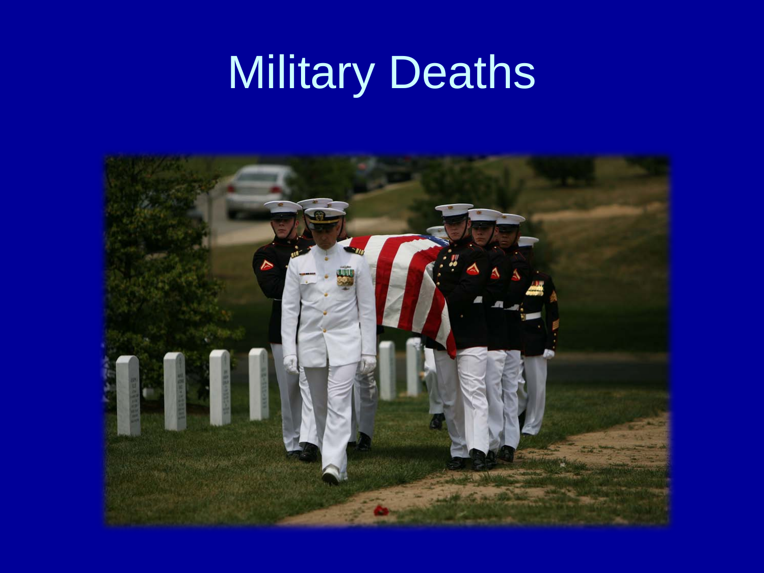# Military Deaths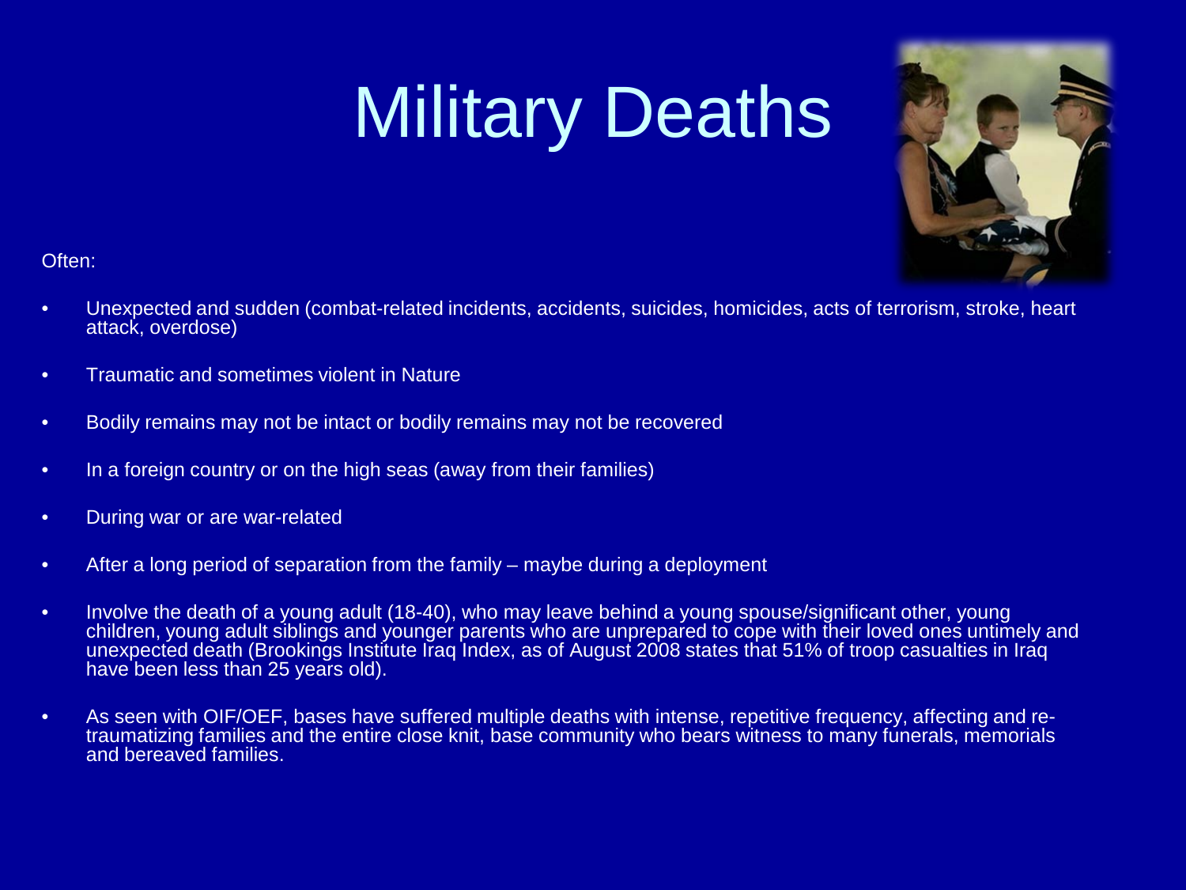# Military Deaths

Often:

- Unexpected and sudden (combat-related incidents, accidents, suicides, homicides, acts of terrorism, stroke, heart attack, overdose)
- Traumatic and sometimes violent in Nature
- Bodily remains may not be intact or bodily remains may not be recovered
- In a foreign country or on the high seas (away from their families)
- During war or are war-related
- After a long period of separation from the family – maybe during a deployment
- Involve the death of a young adult (18-40), who may leave behind a young spouse/significant other, young children, young adult siblings and younger parents who are unprepared to cope with their loved ones untimely and unexpected death (Brookings Institute Iraq Index, as of August 2008 states that 51% of troop casualties in Iraq have been less than 25 years old).
- As seen with OIF/OEF, bases have suffered multiple deaths with intense, repetitive frequency, affecting and re-traumatizing families and the entire close knit, base community who bears witness to many funerals, memorials and bereaved families.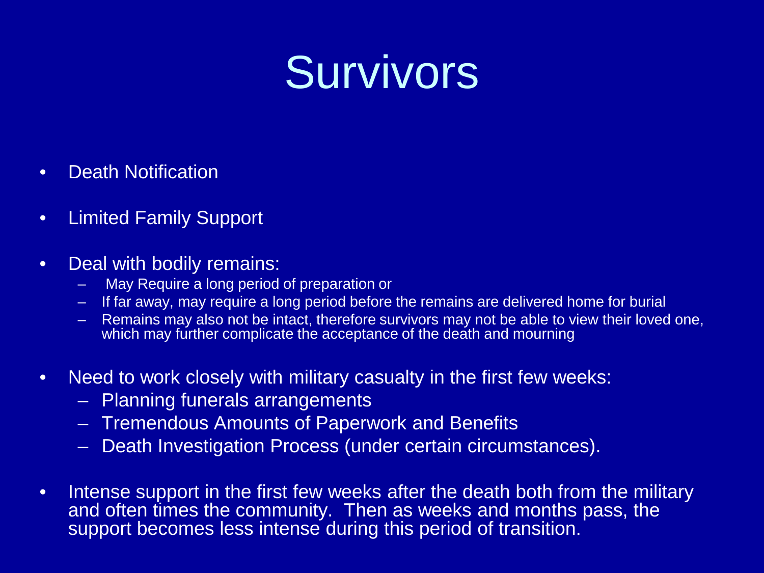# Survivors

- Death Notification
- Limited Family Support
- Deal with bodily remains:
  - May Require a long period of preparation or
  - If far away, may require a long period before the remains are delivered home for burial
  - Remains may also not be intact, therefore survivors may not be able to view their loved one, which may further complicate the acceptance of the death and mourning
- Need to work closely with military casualty in the first few weeks:
  - Planning funerals arrangements
  - Tremendous Amounts of Paperwork and Benefits
  - Death Investigation Process (under certain circumstances).
- Intense support in the first few weeks after the death both from the military and often times the community. Then as weeks and months pass, the support becomes less intense during this period of transition.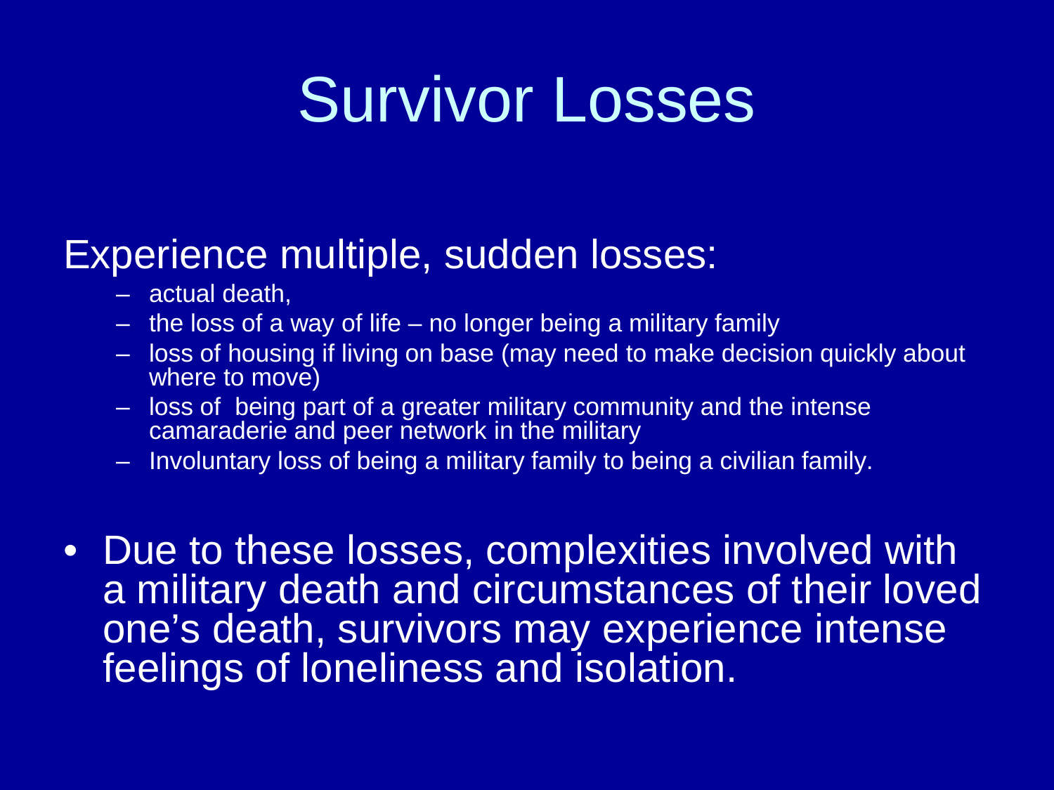# Survivor Losses

Experience multiple, sudden losses:

- actual death,
- the loss of a way of life – no longer being a military family
- loss of housing if living on base (may need to make decision quickly about where to move)
- loss of being part of a greater military community and the intense camaraderie and peer network in the military
- Involuntary loss of being a military family to being a civilian family.

- Due to these losses, complexities involved with a military death and circumstances of their loved one's death, survivors may experience intense feelings of loneliness and isolation.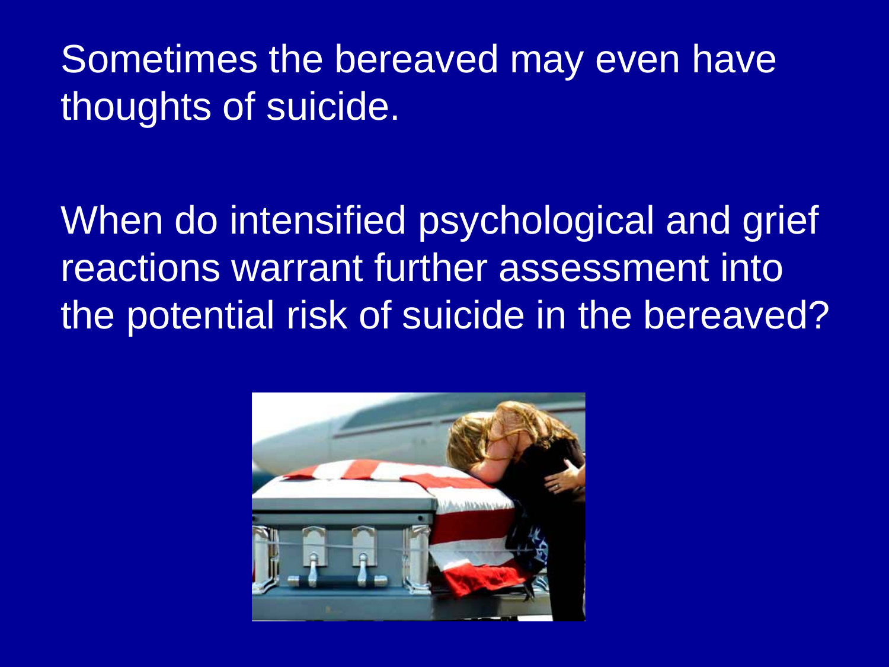Sometimes the bereaved may even have thoughts of suicide.

When do intensified psychological and grief reactions warrant further assessment into the potential risk of suicide in the bereaved?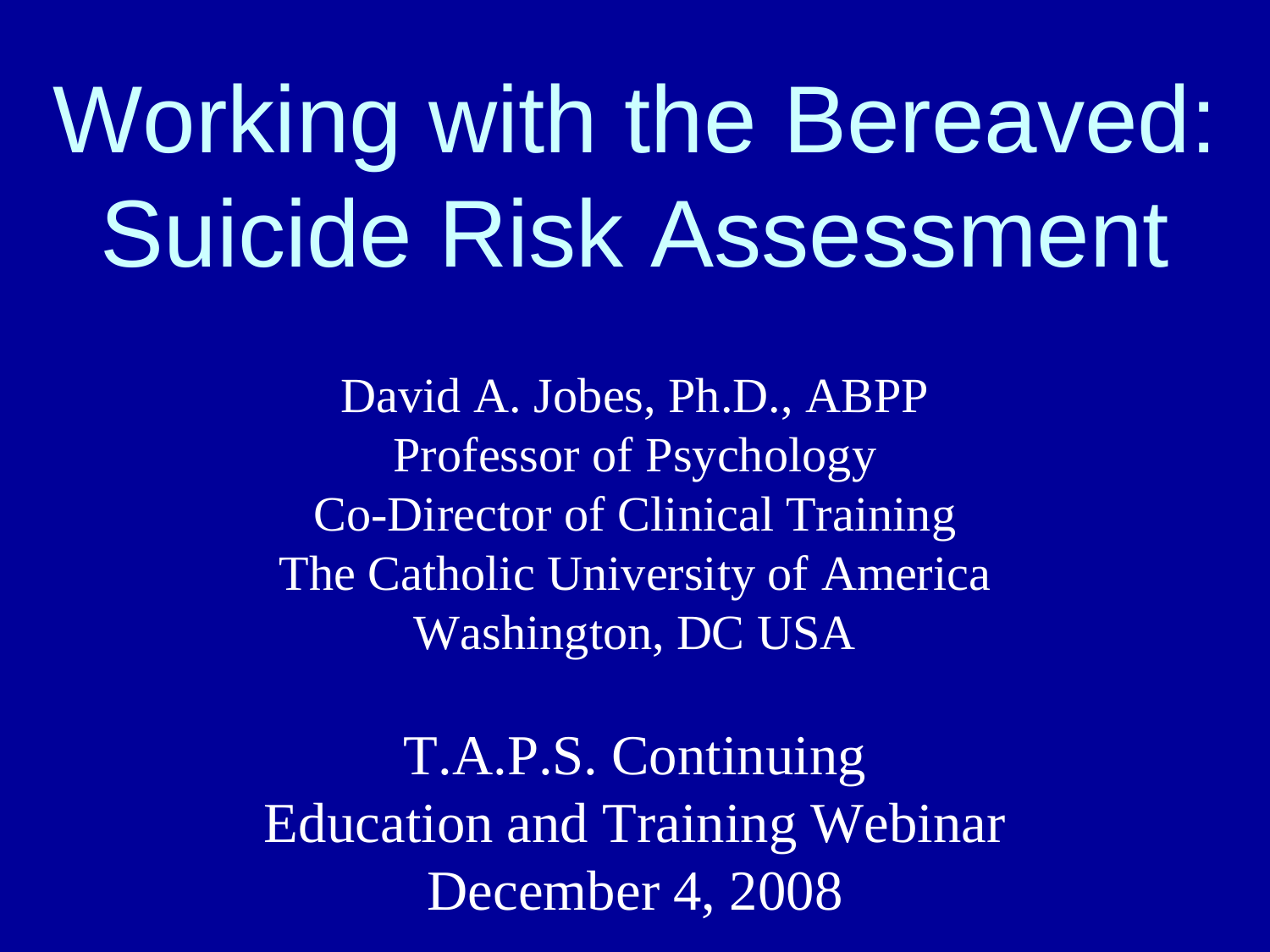# Working with the Bereaved: Suicide Risk Assessment

David A. Jobes, Ph.D., ABPP
Professor of Psychology
Co-Director of Clinical Training
The Catholic University of America
Washington, DC USA

T.A.P.S. Continuing
Education and Training Webinar
December 4, 2008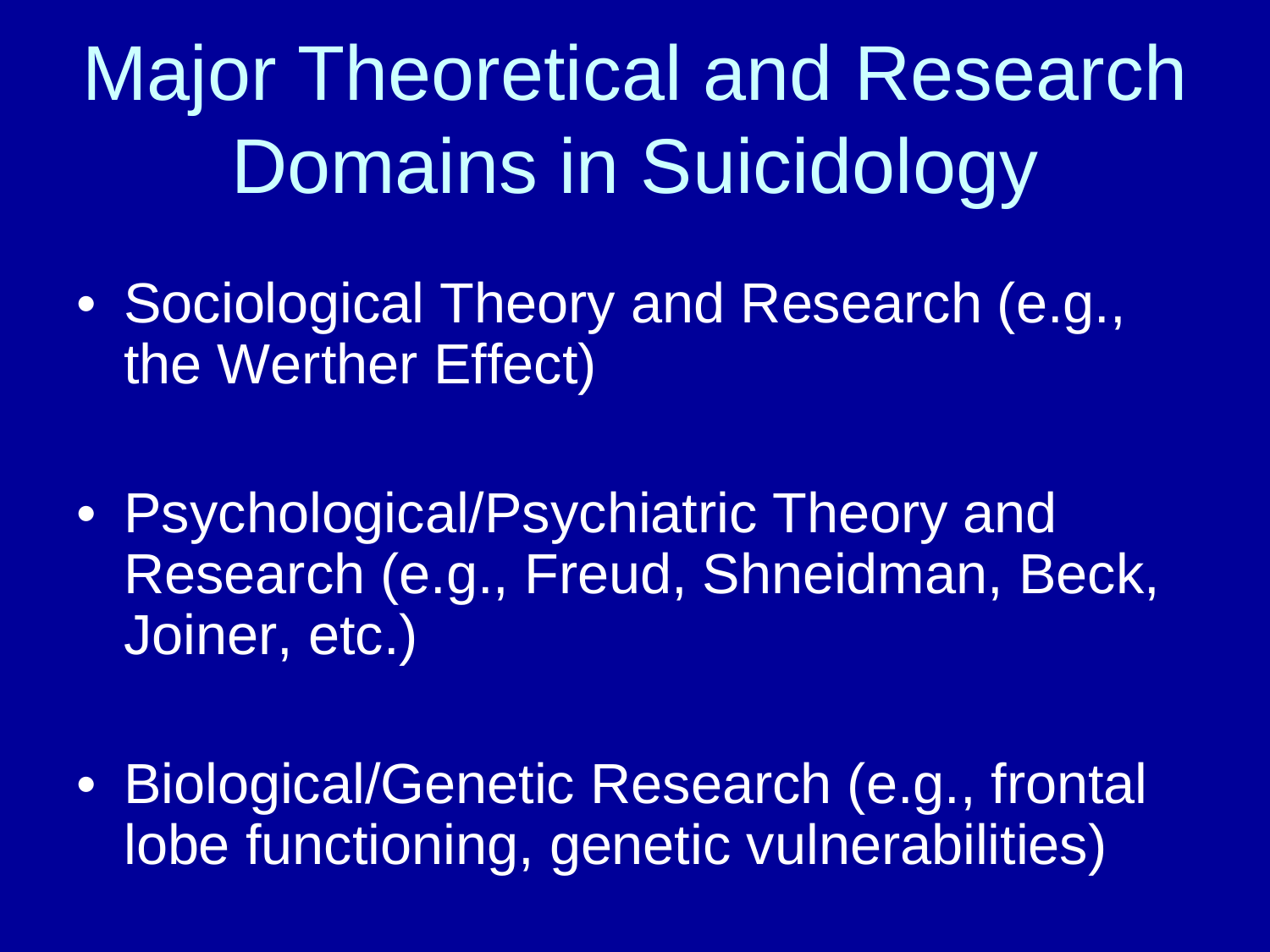# Major Theoretical and Research Domains in Suicidology

- Sociological Theory and Research (e.g., the Werther Effect)
- Psychological/Psychiatric Theory and Research (e.g., Freud, Shneidman, Beck, Joiner, etc.)
- Biological/Genetic Research (e.g., frontal lobe functioning, genetic vulnerabilities)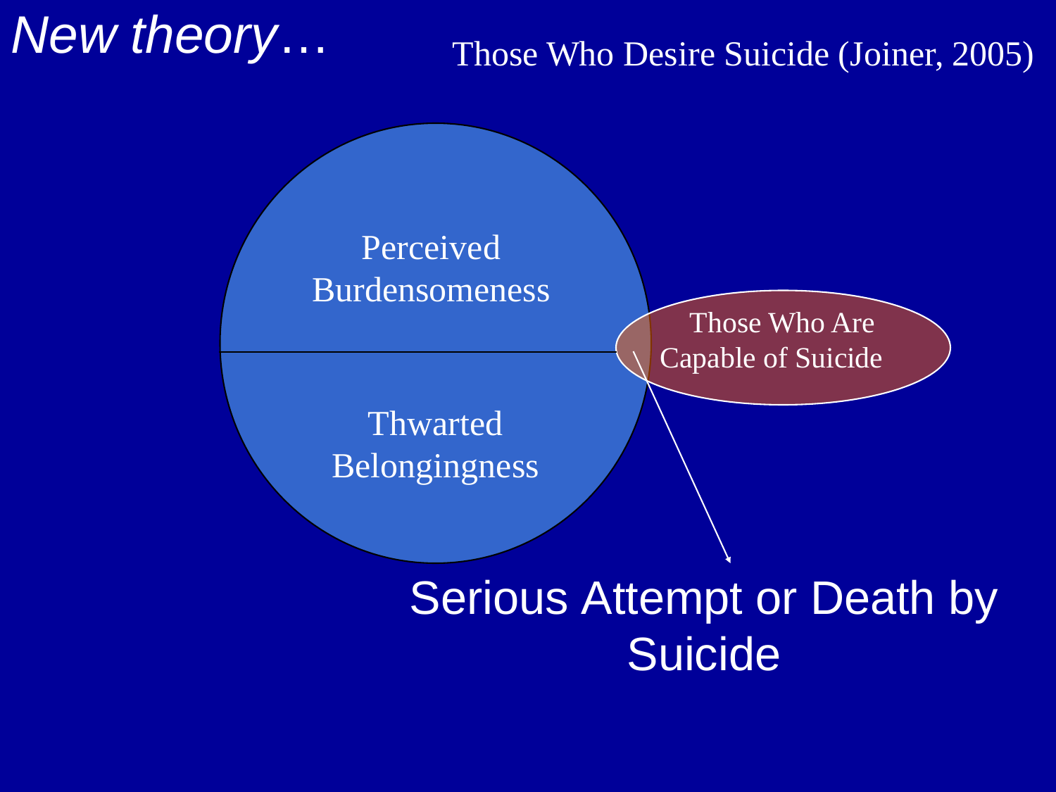*New theory…*

Those Who Desire Suicide (Joiner, 2005)

Perceived Burdensomeness

Thwarted Belongingness

Those Who Are Capable of Suicide

Serious Attempt or Death by Suicide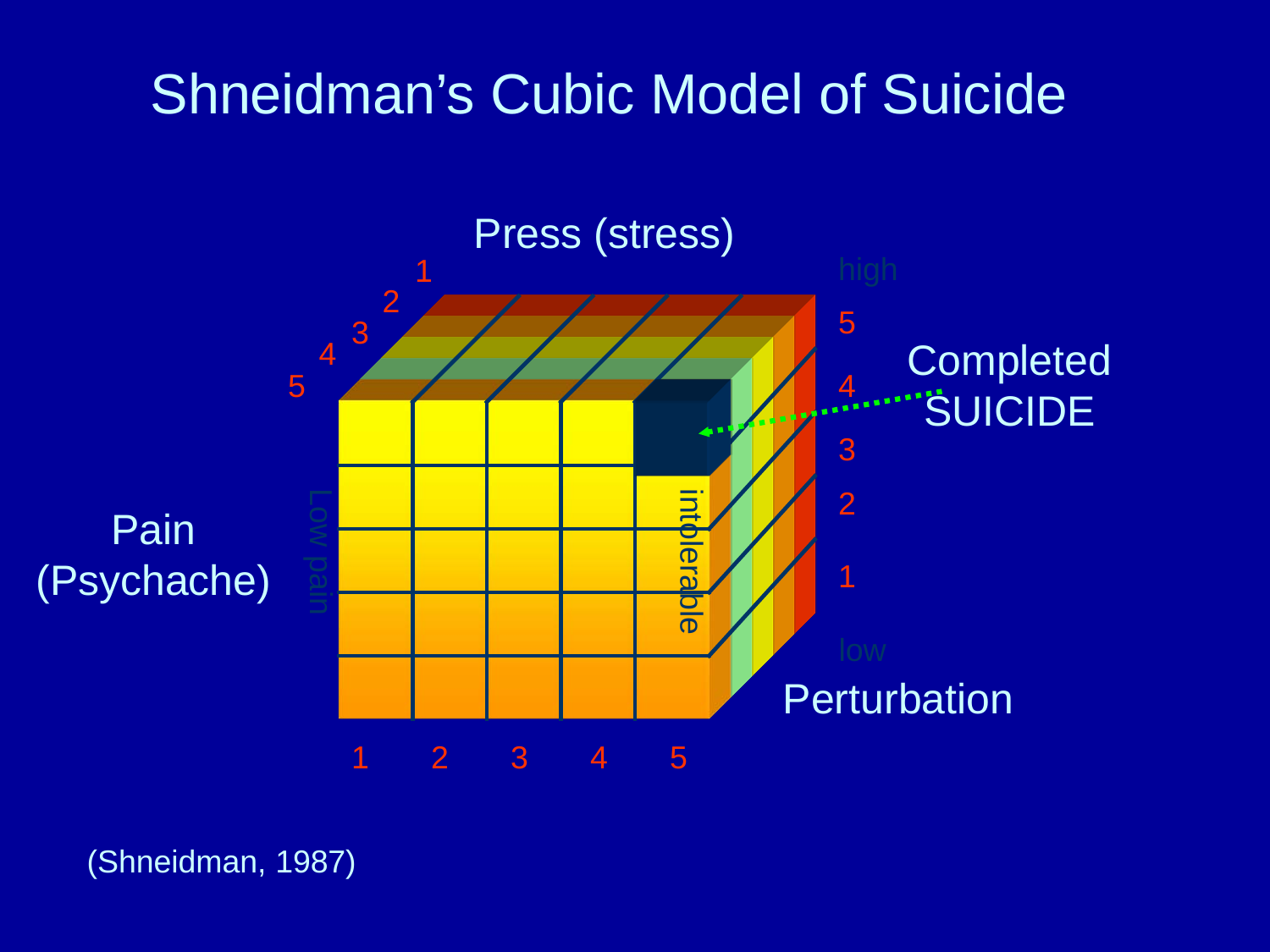# Shneidman's Cubic Model of Suicide

Press (stress)

1 2 3 4 5

high

5 4 3 2 1

low

Perturbation

Completed SUICIDE

Pain (Psychache)

Low pain

intolerable

1 2 3 4 5

(Shneidman, 1987)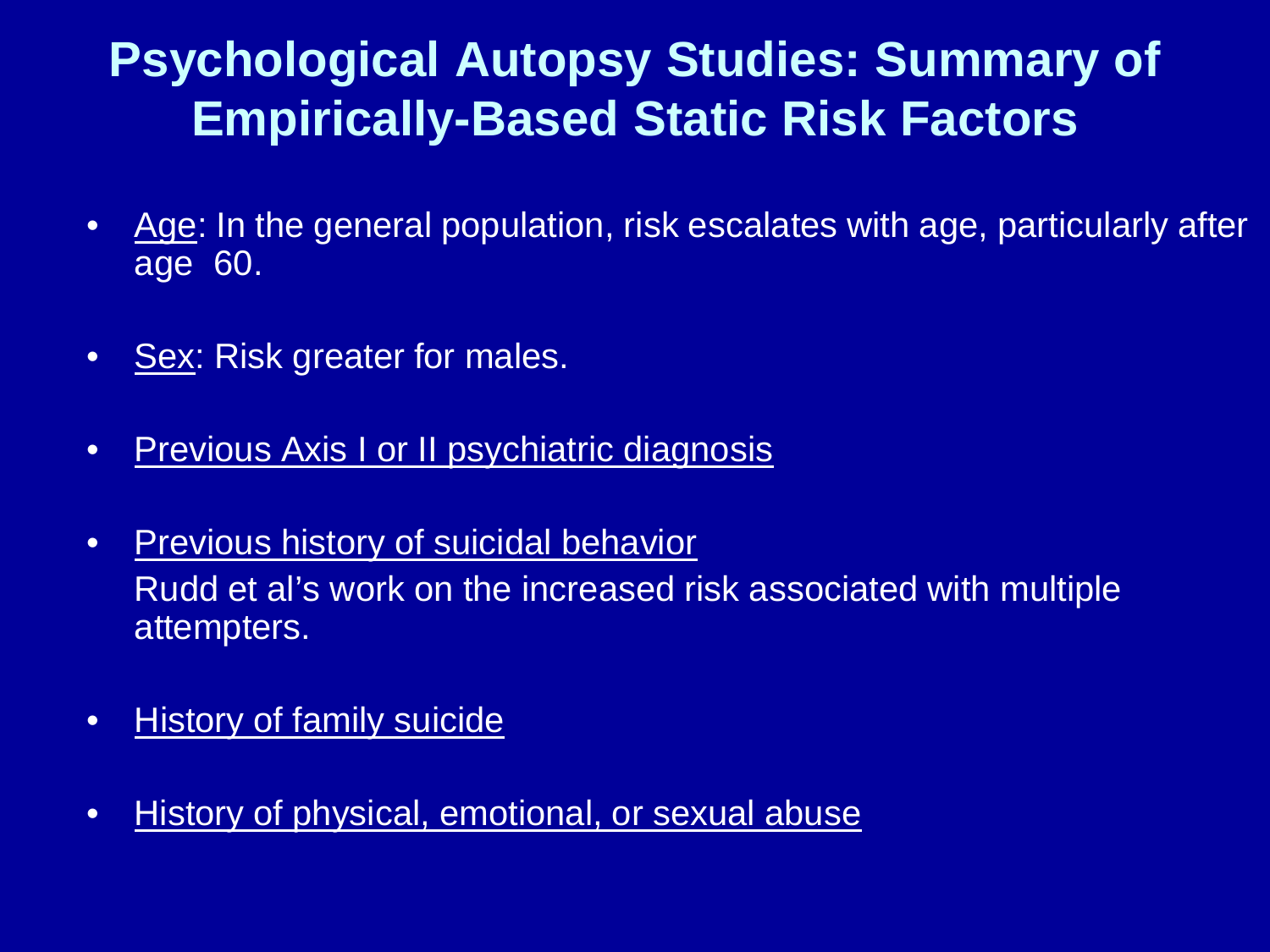# Psychological Autopsy Studies: Summary of Empirically-Based Static Risk Factors

- Age: In the general population, risk escalates with age, particularly after age 60.
- Sex: Risk greater for males.
- Previous Axis I or II psychiatric diagnosis
- Previous history of suicidal behavior
  Rudd et al's work on the increased risk associated with multiple attempters.
- History of family suicide
- History of physical, emotional, or sexual abuse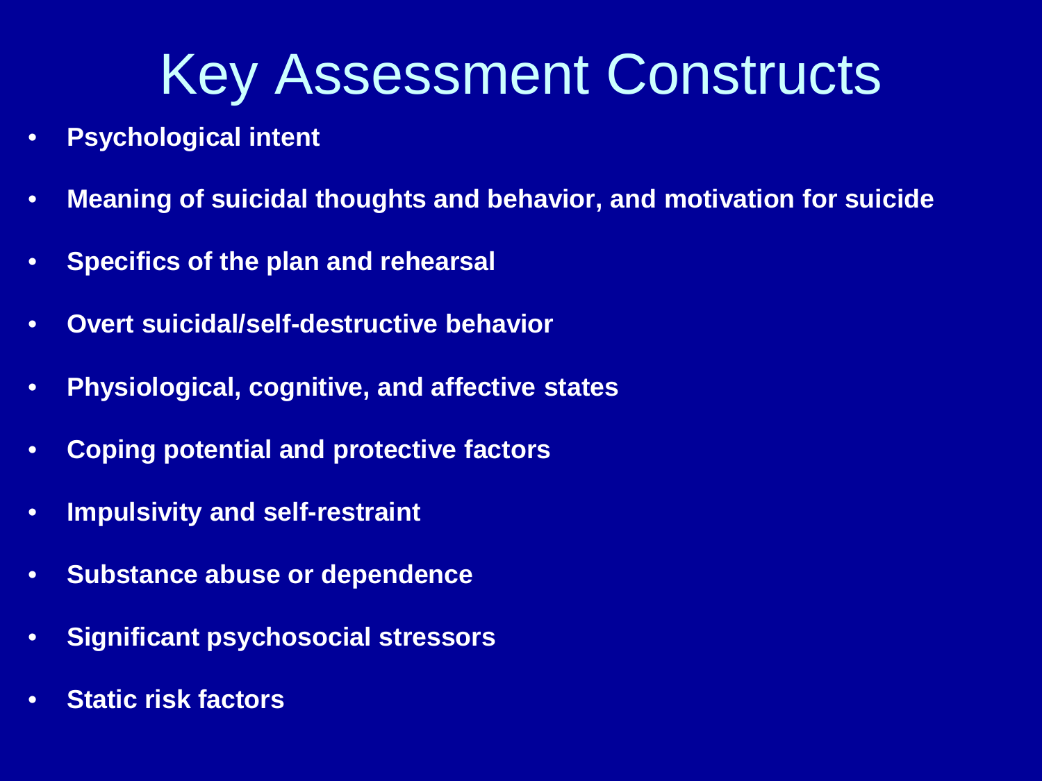# Key Assessment Constructs

- **Psychological intent**
- **Meaning of suicidal thoughts and behavior, and motivation for suicide**
- **Specifics of the plan and rehearsal**
- **Overt suicidal/self-destructive behavior**
- **Physiological, cognitive, and affective states**
- **Coping potential and protective factors**
- **Impulsivity and self-restraint**
- **Substance abuse or dependence**
- **Significant psychosocial stressors**
- **Static risk factors**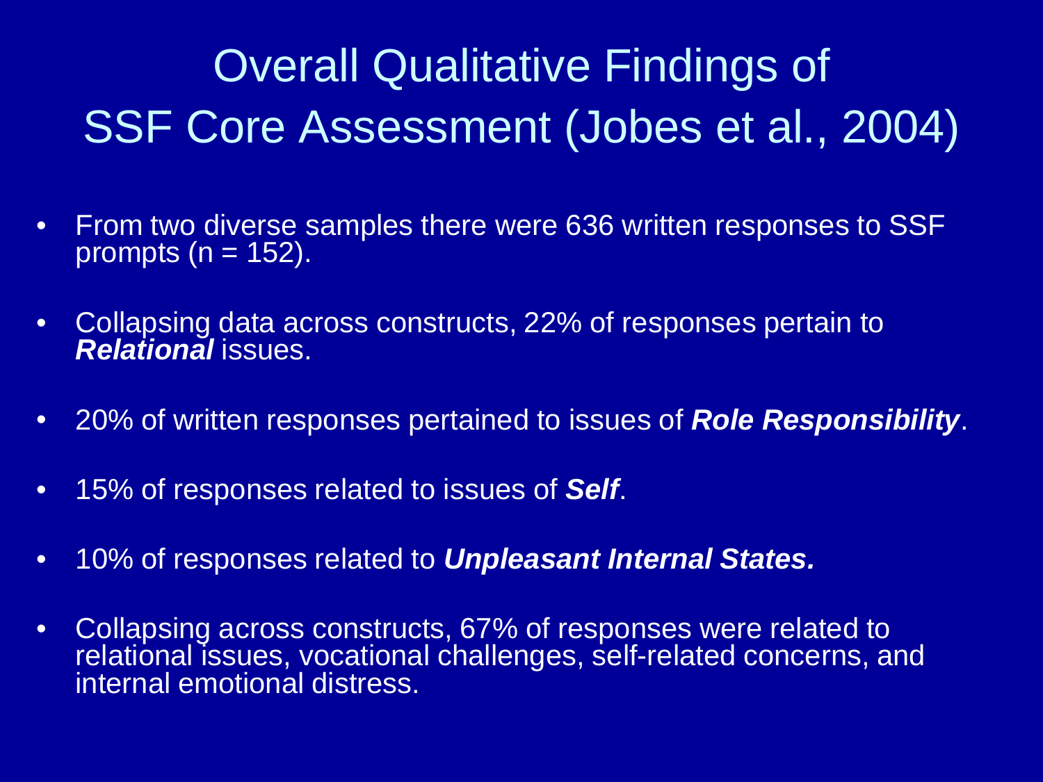# Overall Qualitative Findings of SSF Core Assessment (Jobes et al., 2004)

- From two diverse samples there were 636 written responses to SSF prompts (n = 152).
- Collapsing data across constructs, 22% of responses pertain to ***Relational*** issues.
- 20% of written responses pertained to issues of ***Role Responsibility***.
- 15% of responses related to issues of ***Self***.
- 10% of responses related to ***Unpleasant Internal States.***
- Collapsing across constructs, 67% of responses were related to relational issues, vocational challenges, self-related concerns, and internal emotional distress.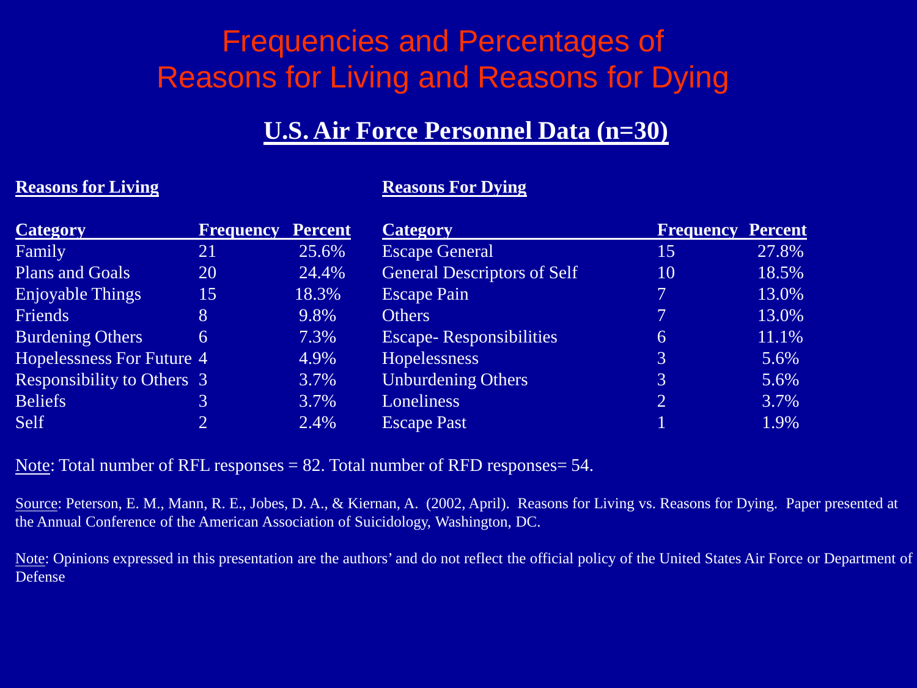# Frequencies and Percentages of Reasons for Living and Reasons for Dying

## U.S. Air Force Personnel Data (n=30)

### Reasons for Living

| Category | Frequency | Percent |
|---|---|---|
| Family | 21 | 25.6% |
| Plans and Goals | 20 | 24.4% |
| Enjoyable Things | 15 | 18.3% |
| Friends | 8 | 9.8% |
| Burdening Others | 6 | 7.3% |
| Hopelessness For Future | 4 | 4.9% |
| Responsibility to Others | 3 | 3.7% |
| Beliefs | 3 | 3.7% |
| Self | 2 | 2.4% |

### Reasons For Dying

| Category | Frequency | Percent |
|---|---|---|
| Escape General | 15 | 27.8% |
| General Descriptors of Self | 10 | 18.5% |
| Escape Pain | 7 | 13.0% |
| Others | 7 | 13.0% |
| Escape- Responsibilities | 6 | 11.1% |
| Hopelessness | 3 | 5.6% |
| Unburdening Others | 3 | 5.6% |
| Loneliness | 2 | 3.7% |
| Escape Past | 1 | 1.9% |

Note: Total number of RFL responses = 82. Total number of RFD responses= 54.

Source: Peterson, E. M., Mann, R. E., Jobes, D. A., & Kiernan, A. (2002, April). Reasons for Living vs. Reasons for Dying. Paper presented at the Annual Conference of the American Association of Suicidology, Washington, DC.

Note: Opinions expressed in this presentation are the authors' and do not reflect the official policy of the United States Air Force or Department of Defense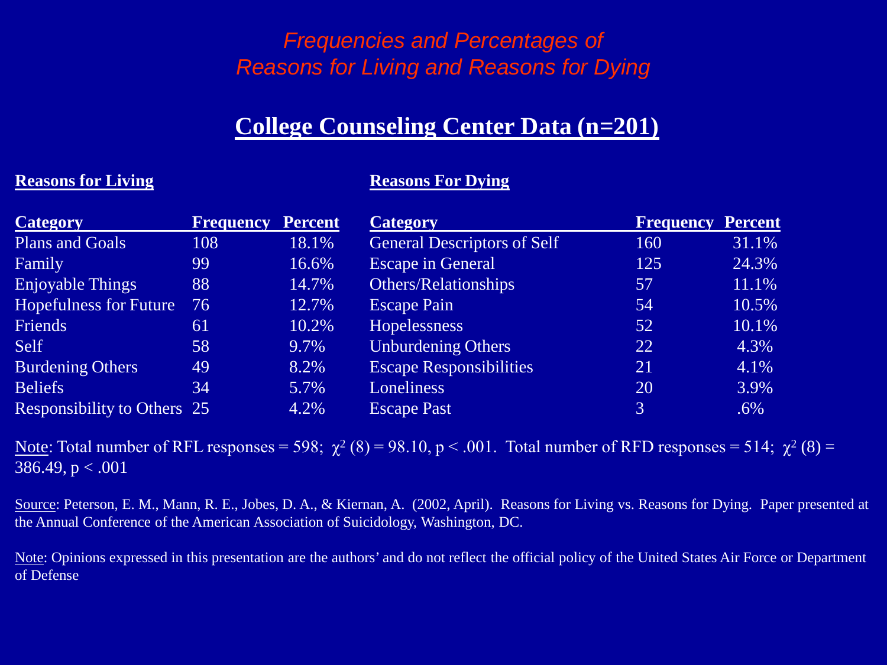# *Frequencies and Percentages of Reasons for Living and Reasons for Dying*

## College Counseling Center Data (n=201)

### Reasons for Living

| Category | Frequency | Percent |
|---|---|---|
| Plans and Goals | 108 | 18.1% |
| Family | 99 | 16.6% |
| Enjoyable Things | 88 | 14.7% |
| Hopefulness for Future | 76 | 12.7% |
| Friends | 61 | 10.2% |
| Self | 58 | 9.7% |
| Burdening Others | 49 | 8.2% |
| Beliefs | 34 | 5.7% |
| Responsibility to Others | 25 | 4.2% |

### Reasons For Dying

| Category | Frequency | Percent |
|---|---|---|
| General Descriptors of Self | 160 | 31.1% |
| Escape in General | 125 | 24.3% |
| Others/Relationships | 57 | 11.1% |
| Escape Pain | 54 | 10.5% |
| Hopelessness | 52 | 10.1% |
| Unburdening Others | 22 | 4.3% |
| Escape Responsibilities | 21 | 4.1% |
| Loneliness | 20 | 3.9% |
| Escape Past | 3 | .6% |

Note: Total number of RFL responses = 598; $\chi^2(8) = 98.10$, $p < .001$. Total number of RFD responses = 514; $\chi^2(8) = 386.49$, $p < .001$

Source: Peterson, E. M., Mann, R. E., Jobes, D. A., & Kiernan, A. (2002, April). Reasons for Living vs. Reasons for Dying. Paper presented at the Annual Conference of the American Association of Suicidology, Washington, DC.

Note: Opinions expressed in this presentation are the authors' and do not reflect the official policy of the United States Air Force or Department of Defense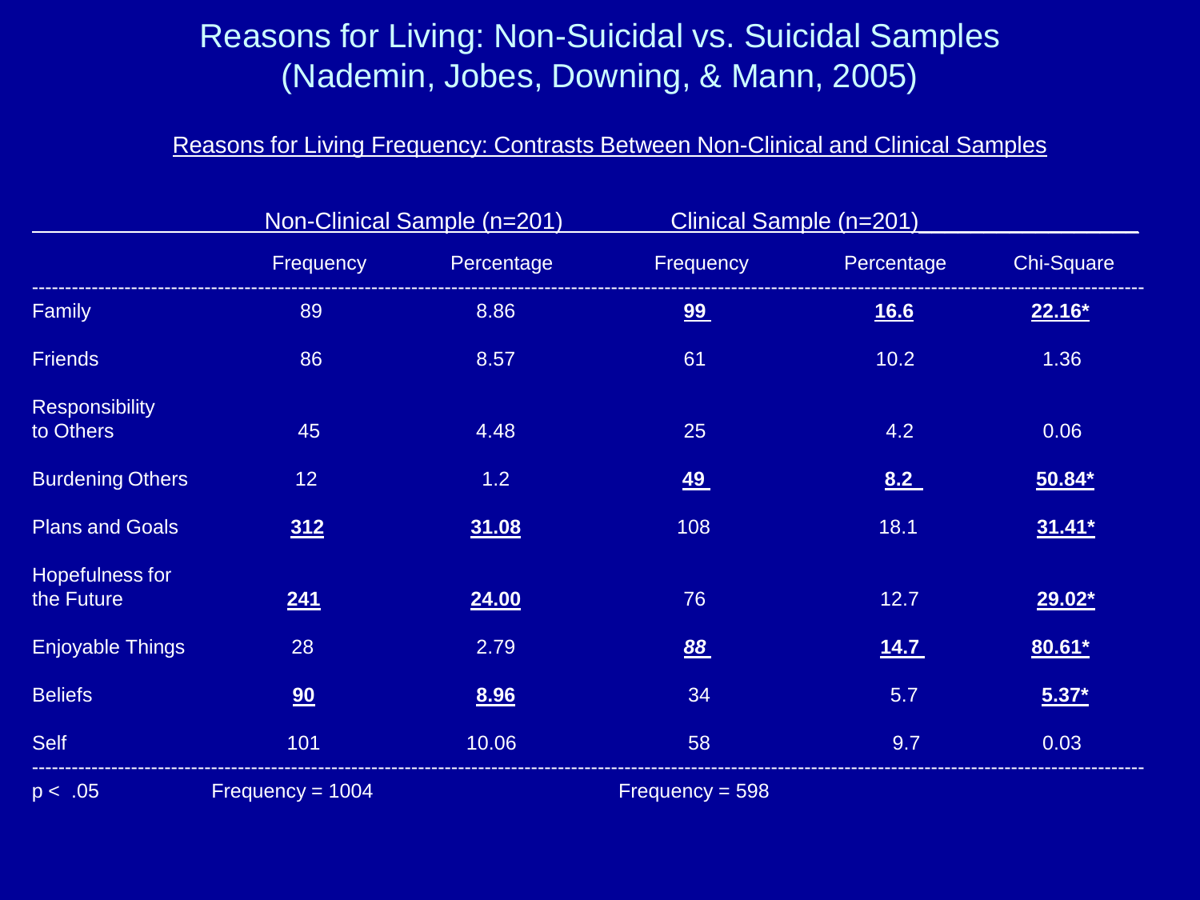# Reasons for Living: Non-Suicidal vs. Suicidal Samples (Nademin, Jobes, Downing, & Mann, 2005)

Reasons for Living Frequency: Contrasts Between Non-Clinical and Clinical Samples

| | Non-Clinical Sample (n=201) | | Clinical Sample (n=201) | | |
|---|---|---|---|---|---|
| | Frequency | Percentage | Frequency | Percentage | Chi-Square |
| Family | 89 | 8.86 | **99** | **16.6** | **22.16*** |
| Friends | 86 | 8.57 | 61 | 10.2 | 1.36 |
| Responsibility to Others | 45 | 4.48 | 25 | 4.2 | 0.06 |
| Burdening Others | 12 | 1.2 | **49** | **8.2** | **50.84*** |
| Plans and Goals | **312** | **31.08** | 108 | 18.1 | **31.41*** |
| Hopefulness for the Future | **241** | **24.00** | 76 | 12.7 | **29.02*** |
| Enjoyable Things | 28 | 2.79 | ***88*** | **14.7** | **80.61*** |
| Beliefs | **90** | **8.96** | 34 | 5.7 | **5.37*** |
| Self | 101 | 10.06 | 58 | 9.7 | 0.03 |
| $p < .05$ | Frequency = 1004 | | Frequency = 598 | | |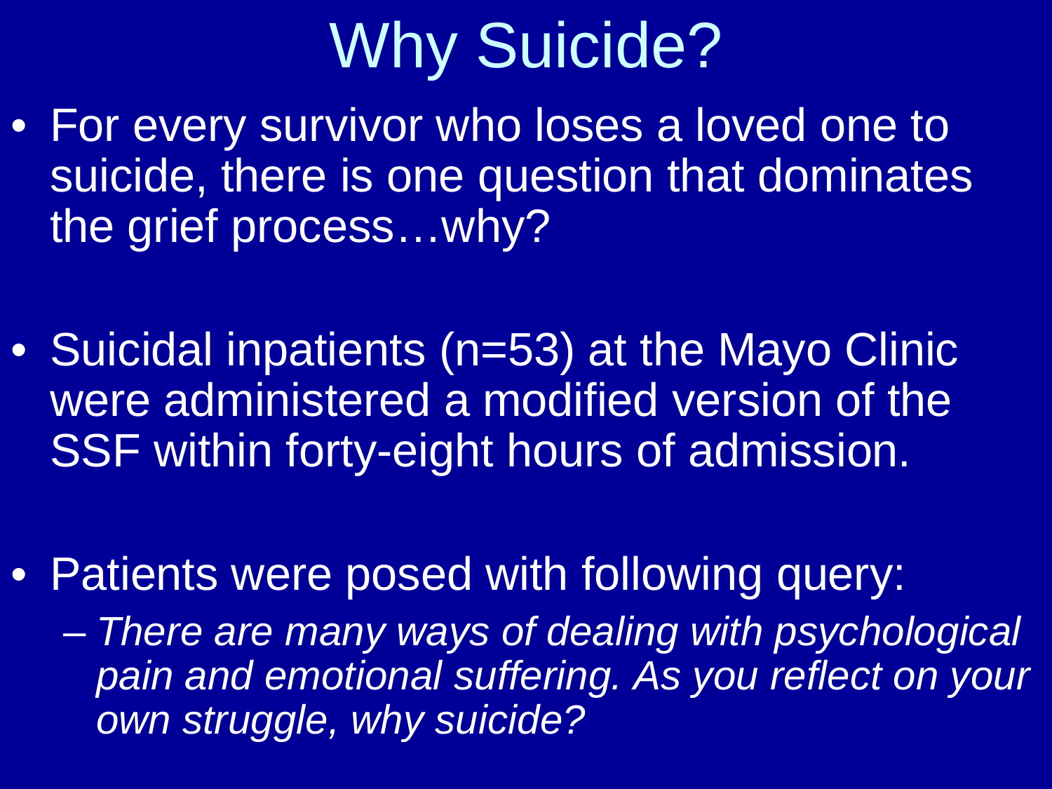# Why Suicide?

- For every survivor who loses a loved one to suicide, there is one question that dominates the grief process…why?
- Suicidal inpatients (n=53) at the Mayo Clinic were administered a modified version of the SSF within forty-eight hours of admission.
- Patients were posed with following query:
  - *There are many ways of dealing with psychological pain and emotional suffering. As you reflect on your own struggle, why suicide?*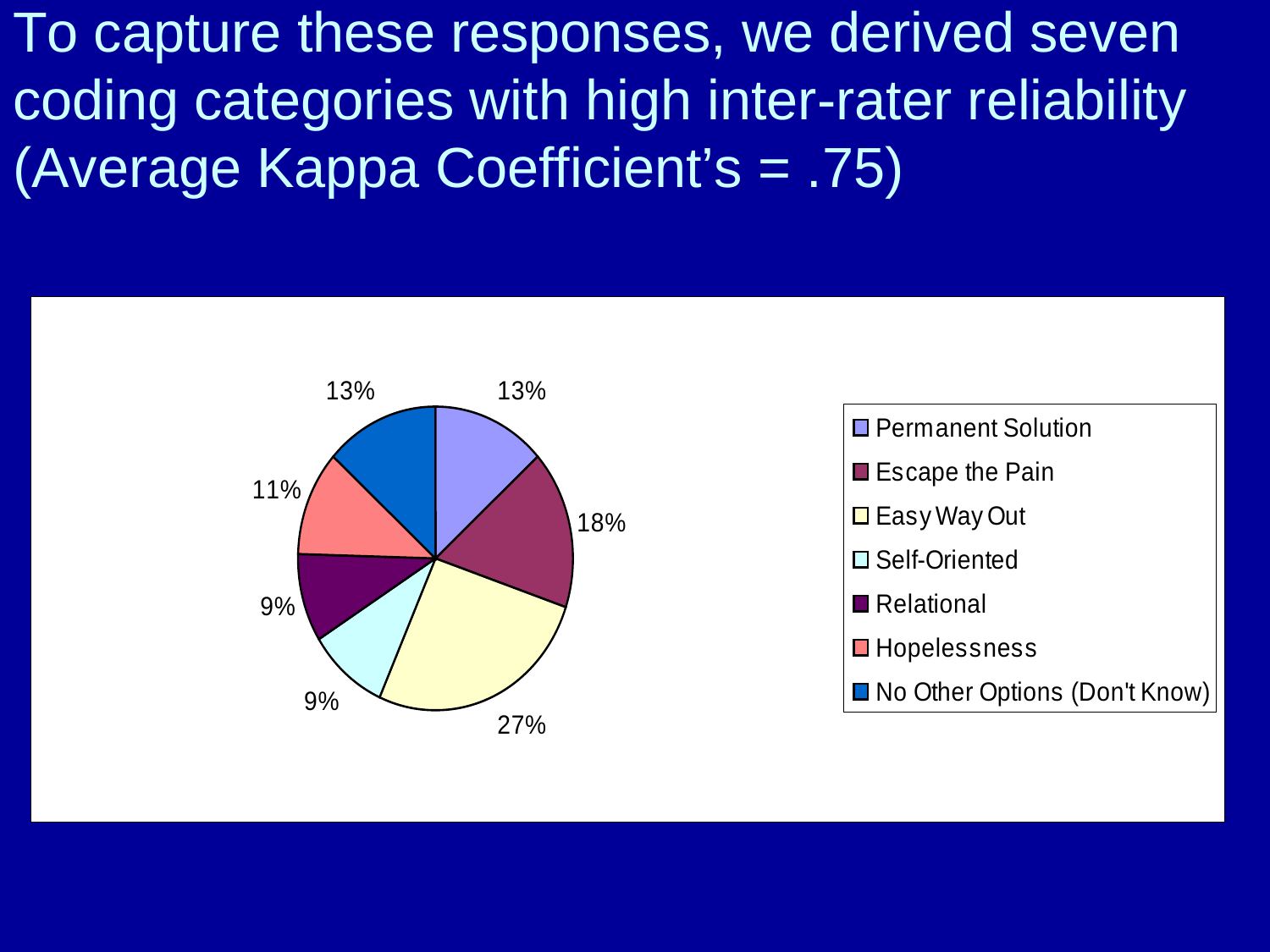To capture these responses, we derived seven coding categories with high inter-rater reliability (Average Kappa Coefficient's = .75)

| Category | Percentage |
| --- | --- |
| Permanent Solution | 13% |
| Escape the Pain | 18% |
| Easy Way Out | 27% |
| Self-Oriented | 9% |
| Relational | 9% |
| Hopelessness | 11% |
| No Other Options (Don't Know) | 13% |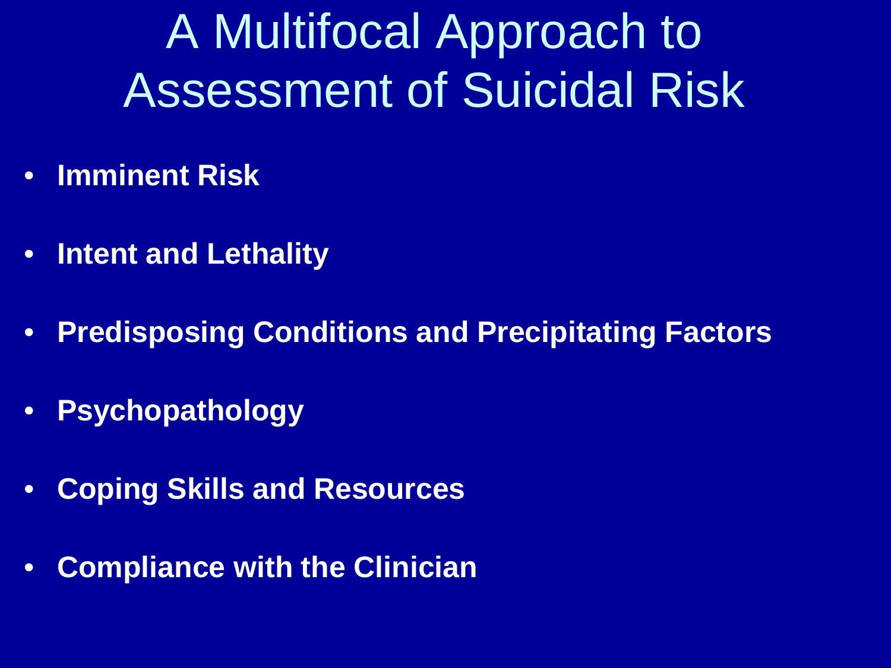# A Multifocal Approach to Assessment of Suicidal Risk

- **Imminent Risk**
- **Intent and Lethality**
- **Predisposing Conditions and Precipitating Factors**
- **Psychopathology**
- **Coping Skills and Resources**
- **Compliance with the Clinician**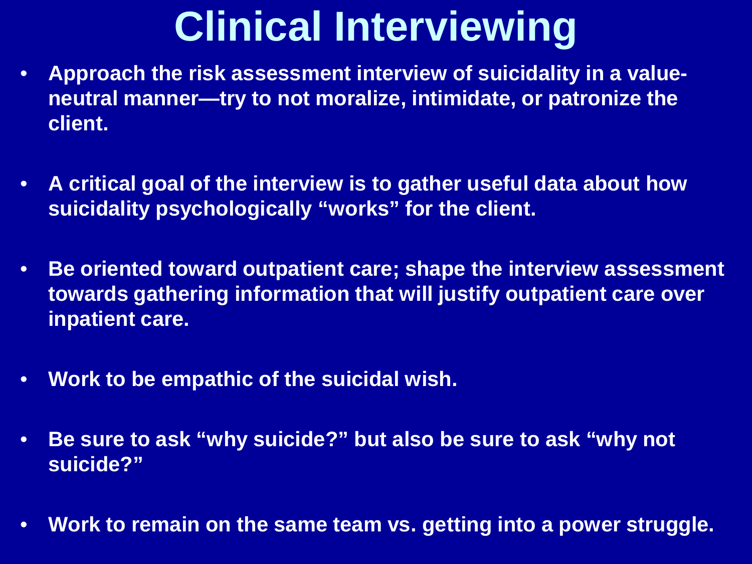# Clinical Interviewing

- **Approach the risk assessment interview of suicidality in a value-neutral manner—try to not moralize, intimidate, or patronize the client.**
- **A critical goal of the interview is to gather useful data about how suicidality psychologically "works" for the client.**
- **Be oriented toward outpatient care; shape the interview assessment towards gathering information that will justify outpatient care over inpatient care.**
- **Work to be empathic of the suicidal wish.**
- **Be sure to ask "why suicide?" but also be sure to ask "why not suicide?"**
- **Work to remain on the same team vs. getting into a power struggle.**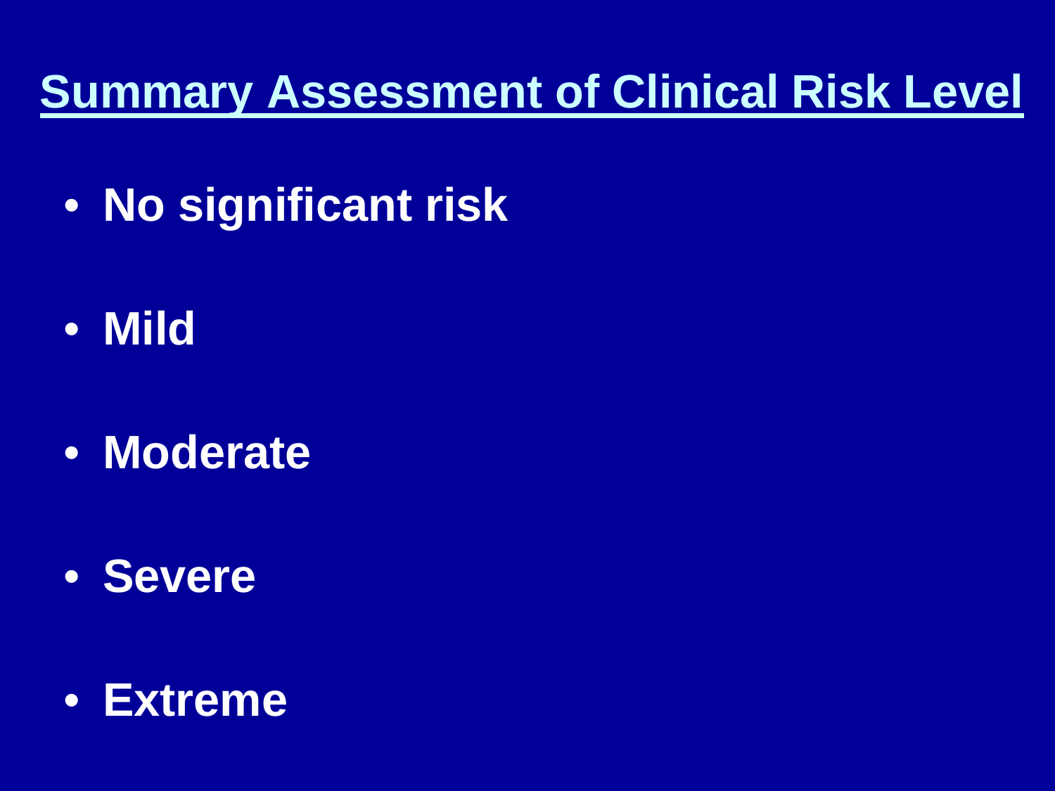## Summary Assessment of Clinical Risk Level

- **No significant risk**
- **Mild**
- **Moderate**
- **Severe**
- **Extreme**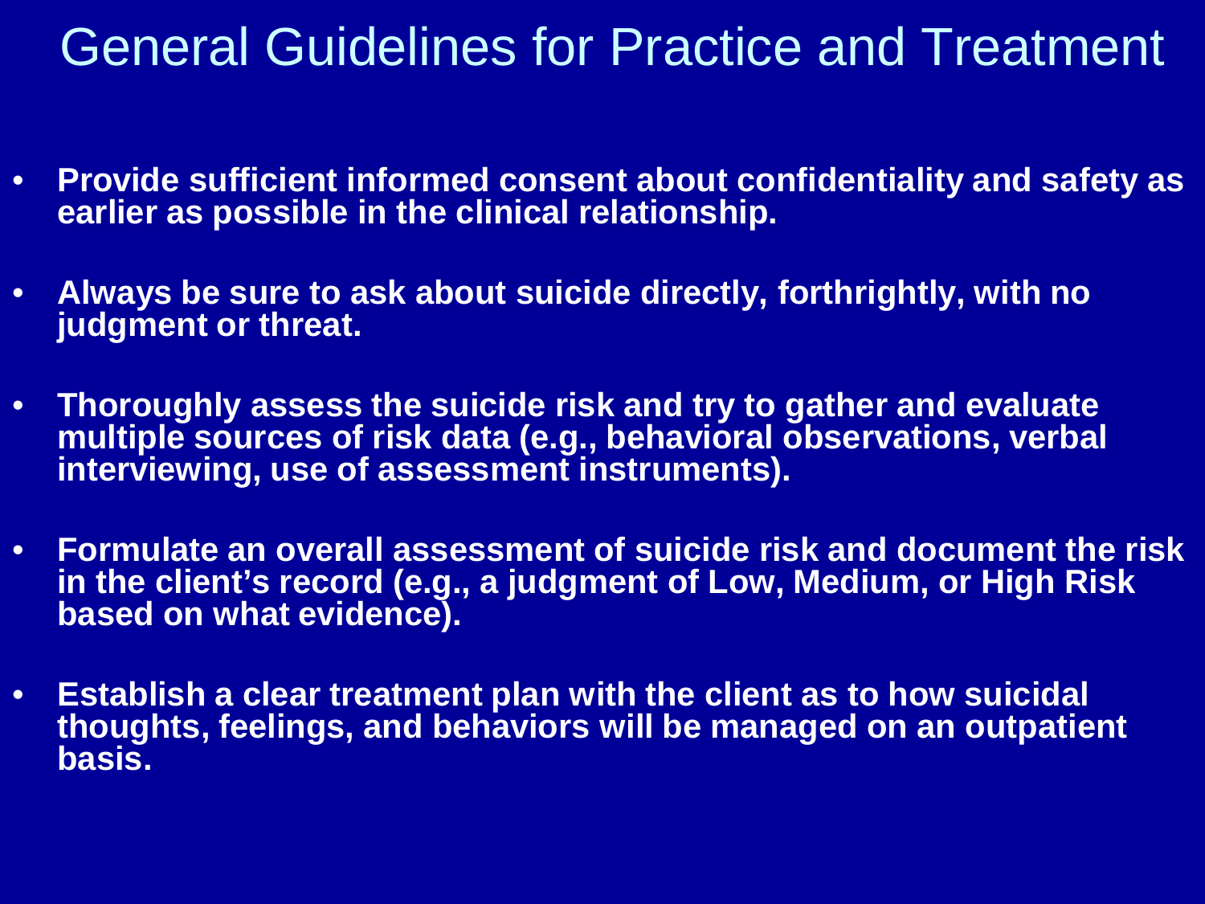# General Guidelines for Practice and Treatment

- **Provide sufficient informed consent about confidentiality and safety as earlier as possible in the clinical relationship.**
- **Always be sure to ask about suicide directly, forthrightly, with no judgment or threat.**
- **Thoroughly assess the suicide risk and try to gather and evaluate multiple sources of risk data (e.g., behavioral observations, verbal interviewing, use of assessment instruments).**
- **Formulate an overall assessment of suicide risk and document the risk in the client's record (e.g., a judgment of Low, Medium, or High Risk based on what evidence).**
- **Establish a clear treatment plan with the client as to how suicidal thoughts, feelings, and behaviors will be managed on an outpatient basis.**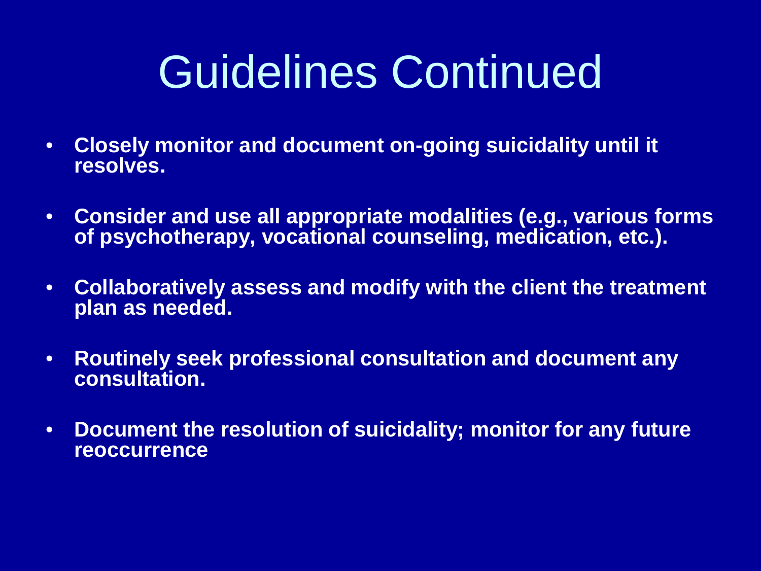# Guidelines Continued

- **Closely monitor and document on-going suicidality until it resolves.**
- **Consider and use all appropriate modalities (e.g., various forms of psychotherapy, vocational counseling, medication, etc.).**
- **Collaboratively assess and modify with the client the treatment plan as needed.**
- **Routinely seek professional consultation and document any consultation.**
- **Document the resolution of suicidality; monitor for any future reoccurrence**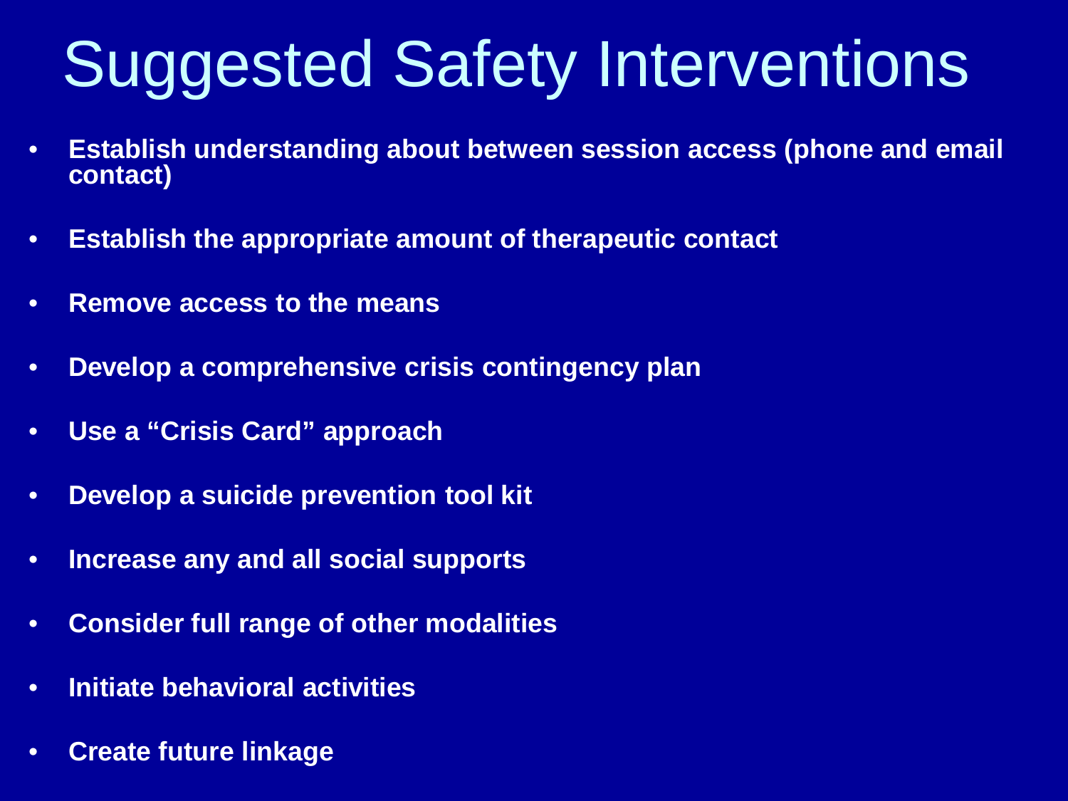# Suggested Safety Interventions

- **Establish understanding about between session access (phone and email contact)**
- **Establish the appropriate amount of therapeutic contact**
- **Remove access to the means**
- **Develop a comprehensive crisis contingency plan**
- **Use a "Crisis Card" approach**
- **Develop a suicide prevention tool kit**
- **Increase any and all social supports**
- **Consider full range of other modalities**
- **Initiate behavioral activities**
- **Create future linkage**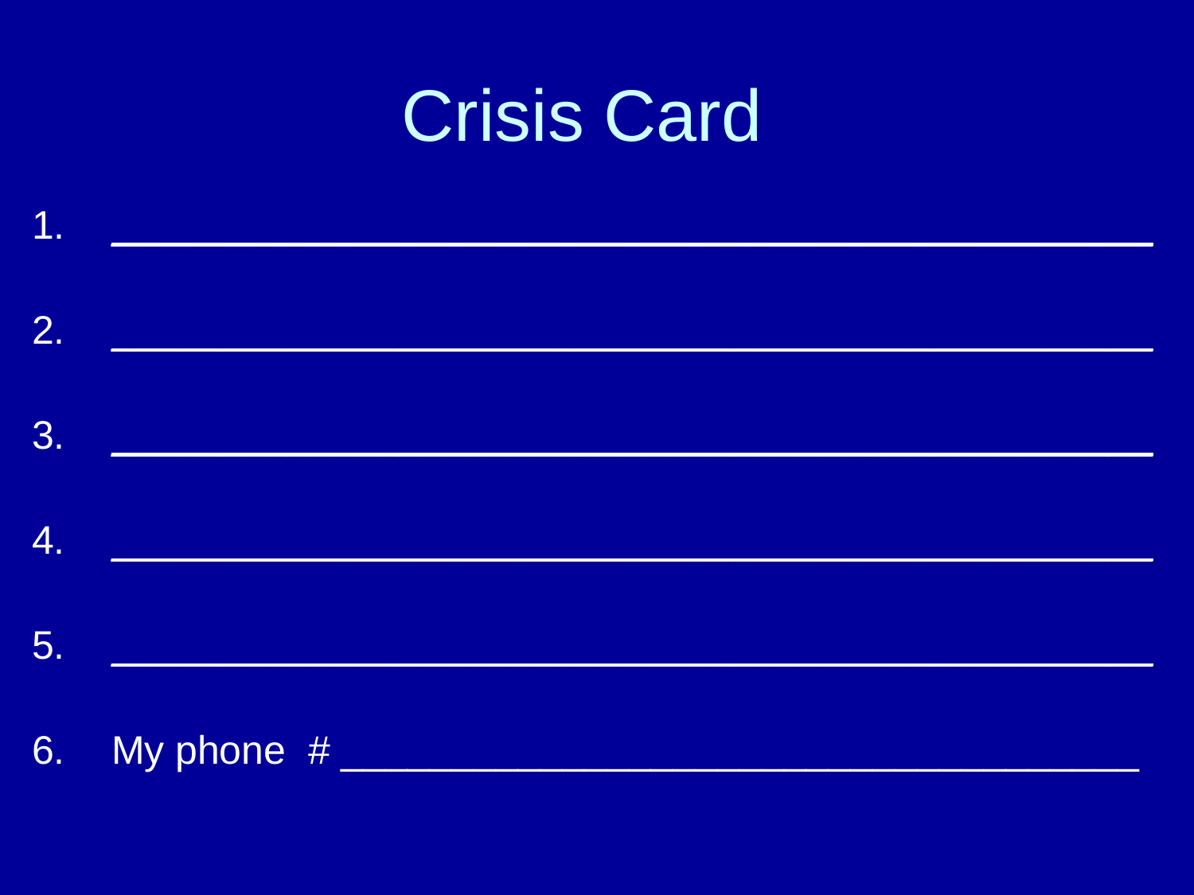# Crisis Card

1. ________________________________________
2. ________________________________________
3. ________________________________________
4. ________________________________________
5. ________________________________________
6. My phone # ______________________________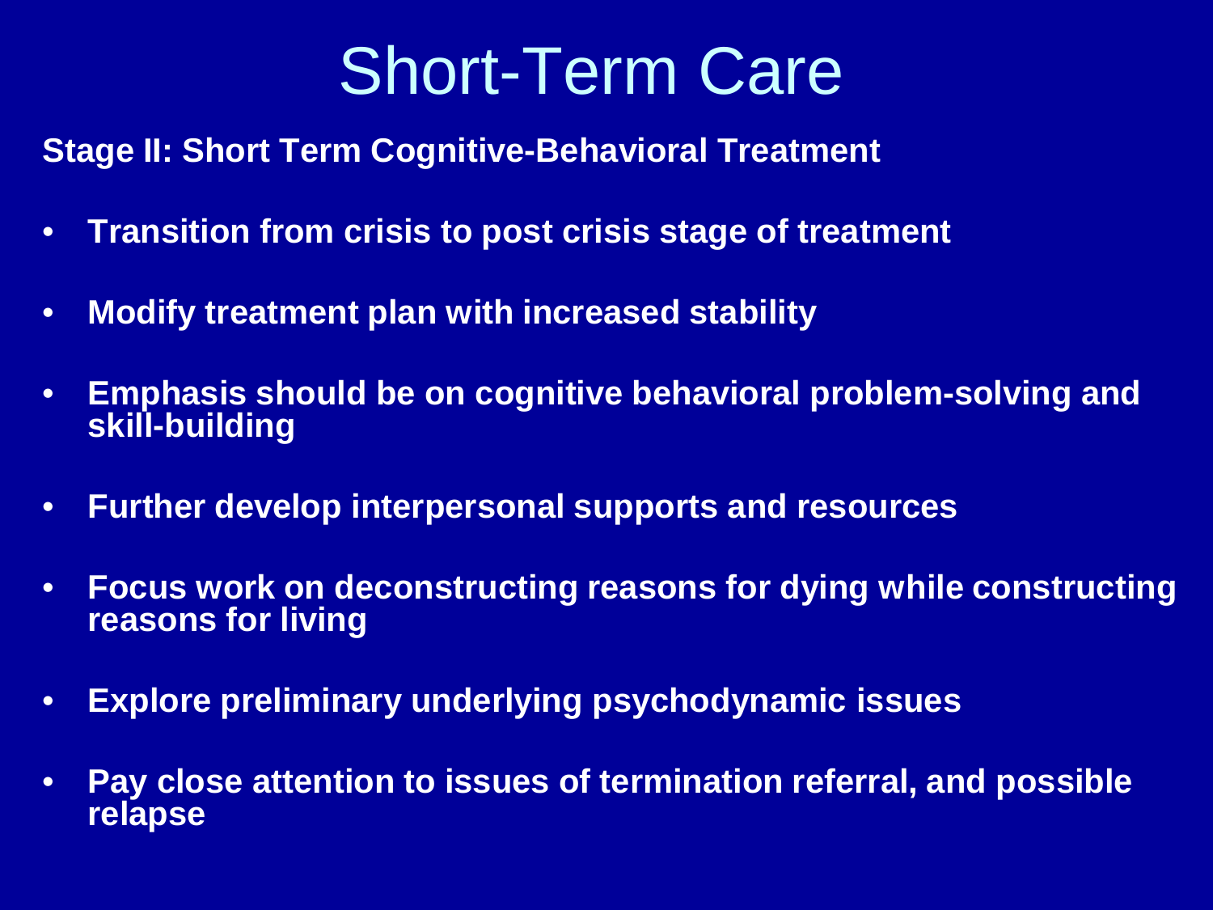# Short-Term Care

**Stage II: Short Term Cognitive-Behavioral Treatment**

- **Transition from crisis to post crisis stage of treatment**
- **Modify treatment plan with increased stability**
- **Emphasis should be on cognitive behavioral problem-solving and skill-building**
- **Further develop interpersonal supports and resources**
- **Focus work on deconstructing reasons for dying while constructing reasons for living**
- **Explore preliminary underlying psychodynamic issues**
- **Pay close attention to issues of termination referral, and possible relapse**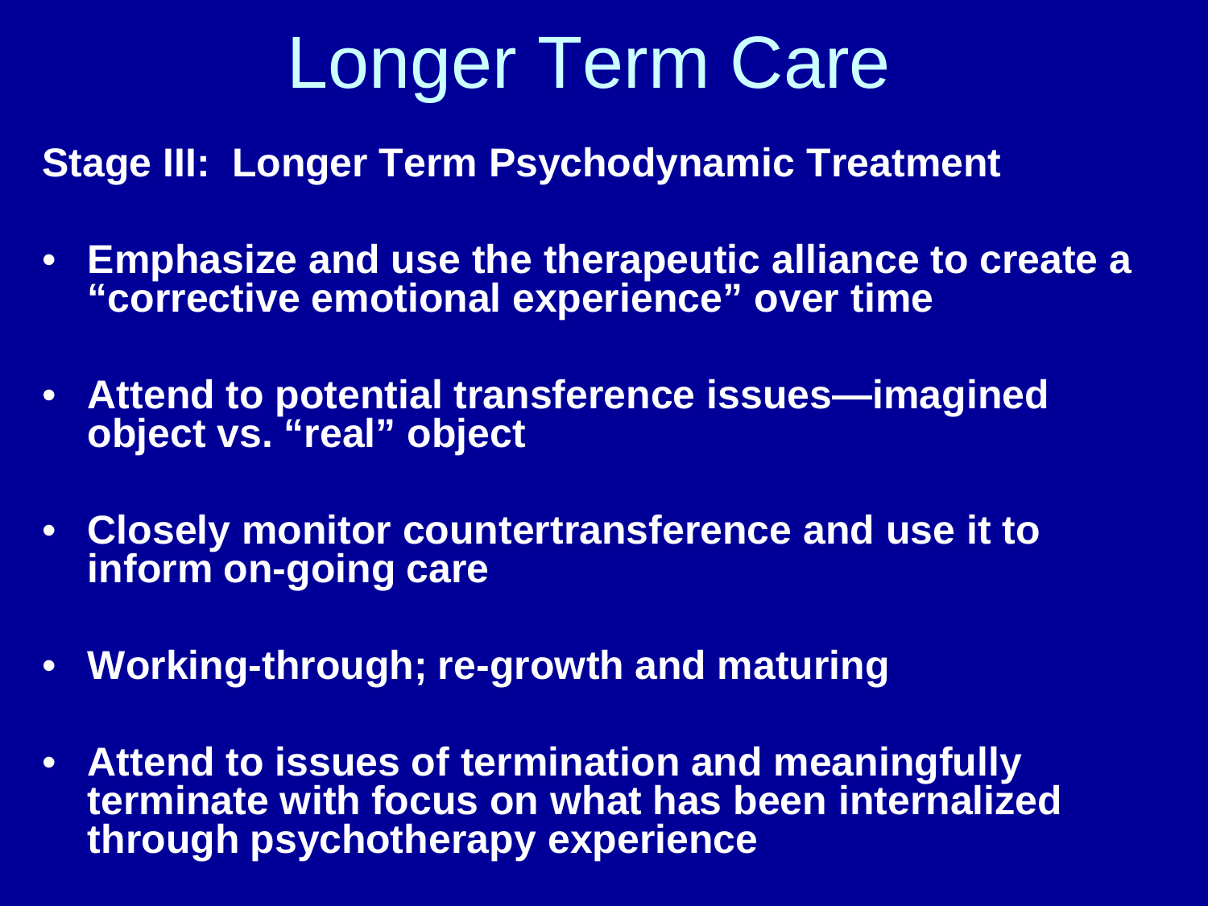# Longer Term Care

**Stage III: Longer Term Psychodynamic Treatment**

- **Emphasize and use the therapeutic alliance to create a "corrective emotional experience" over time**
- **Attend to potential transference issues—imagined object vs. "real" object**
- **Closely monitor countertransference and use it to inform on-going care**
- **Working-through; re-growth and maturing**
- **Attend to issues of termination and meaningfully terminate with focus on what has been internalized through psychotherapy experience**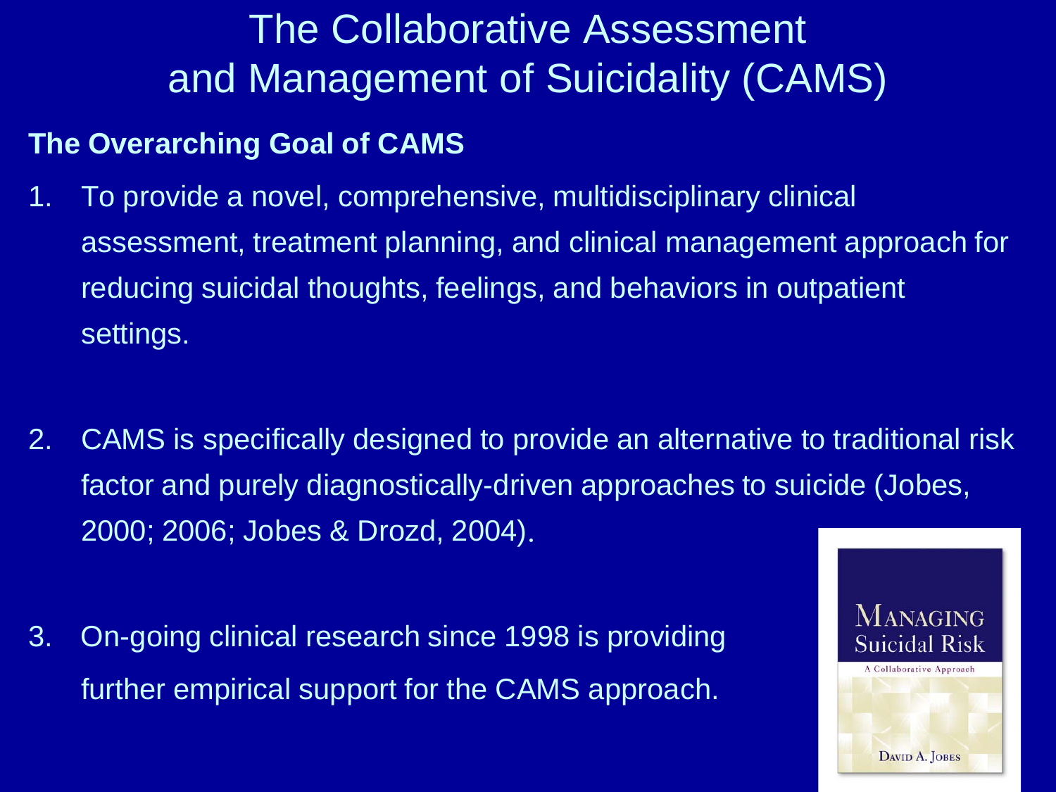# The Collaborative Assessment and Management of Suicidality (CAMS)

**The Overarching Goal of CAMS**

1. To provide a novel, comprehensive, multidisciplinary clinical assessment, treatment planning, and clinical management approach for reducing suicidal thoughts, feelings, and behaviors in outpatient settings.

2. CAMS is specifically designed to provide an alternative to traditional risk factor and purely diagnostically-driven approaches to suicide (Jobes, 2000; 2006; Jobes & Drozd, 2004).

3. On-going clinical research since 1998 is providing further empirical support for the CAMS approach.

MANAGING Suicidal Risk
A Collaborative Approach
DAVID A. JOBES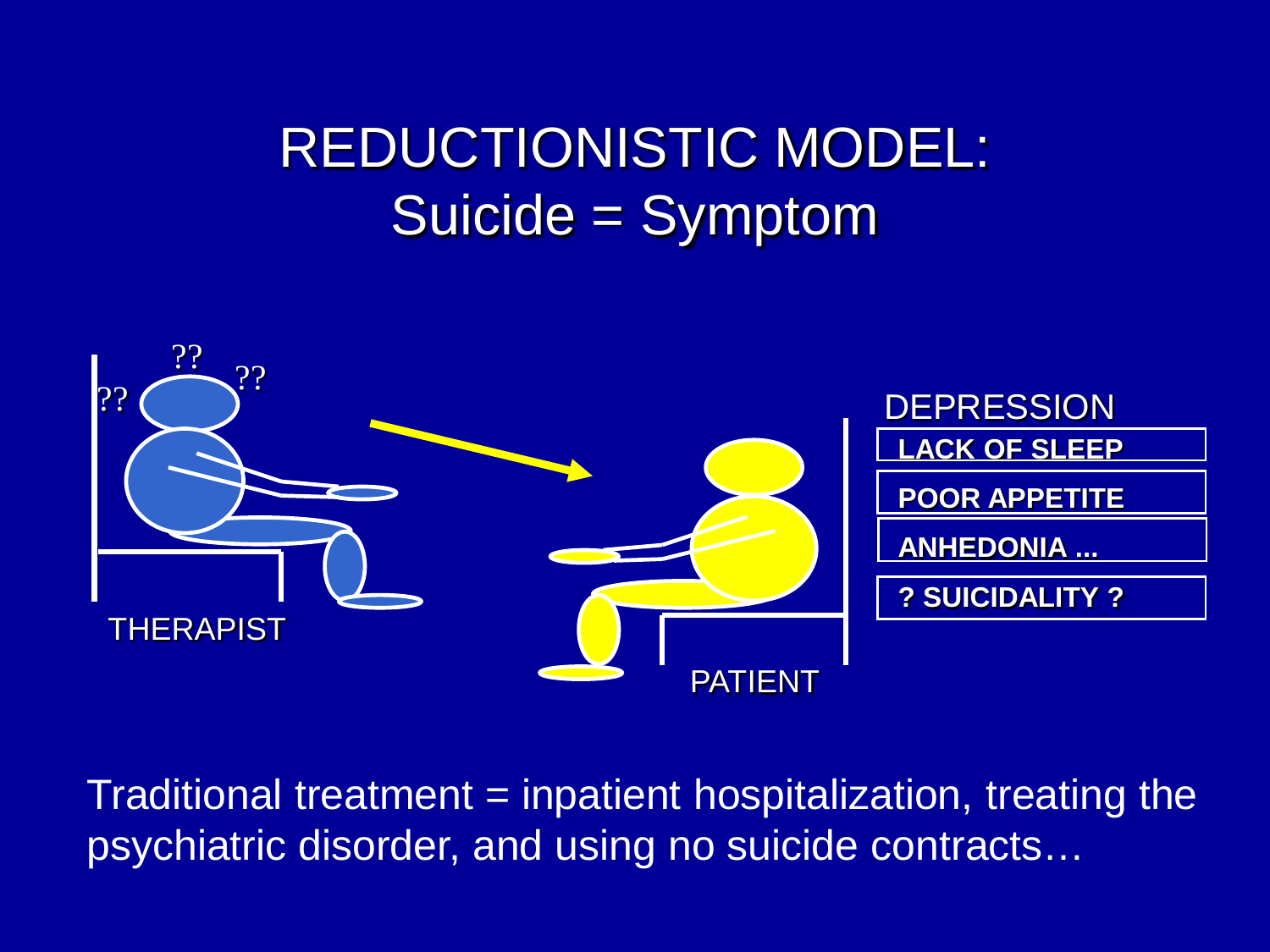# REDUCTIONISTIC MODEL: Suicide = Symptom

??

??

??

THERAPIST

PATIENT

DEPRESSION

**LACK OF SLEEP**

**POOR APPETITE**

**ANHEDONIA ...**

**? SUICIDALITY ?**

Traditional treatment = inpatient hospitalization, treating the psychiatric disorder, and using no suicide contracts…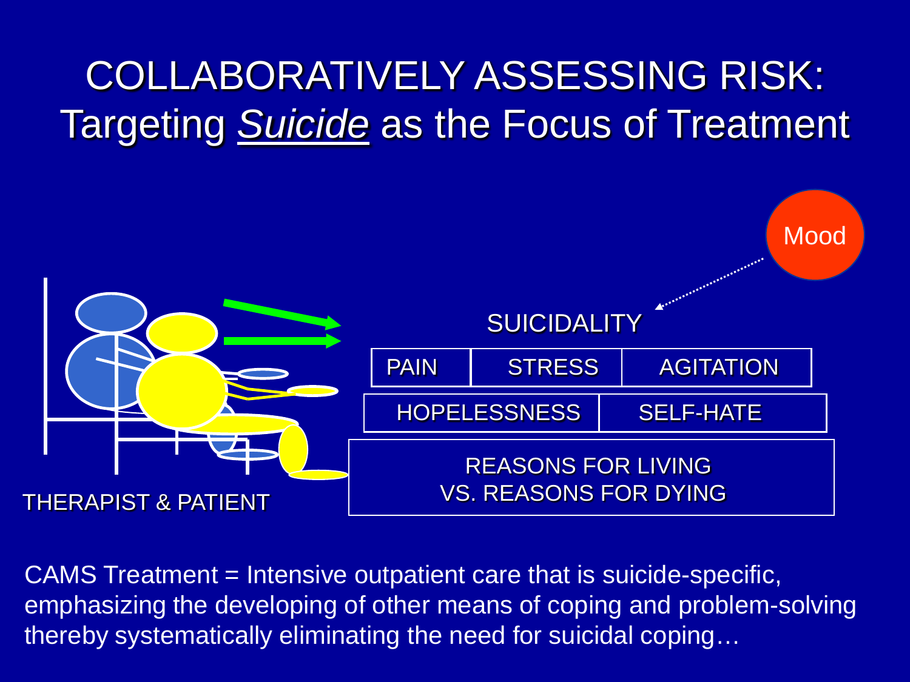# COLLABORATIVELY ASSESSING RISK: Targeting *Suicide* as the Focus of Treatment

Mood

SUICIDALITY

| PAIN | STRESS | AGITATION |
|---|---|---|

| HOPELESSNESS | SELF-HATE |
|---|---|

REASONS FOR LIVING
VS. REASONS FOR DYING

THERAPIST & PATIENT

CAMS Treatment = Intensive outpatient care that is suicide-specific, emphasizing the developing of other means of coping and problem-solving thereby systematically eliminating the need for suicidal coping…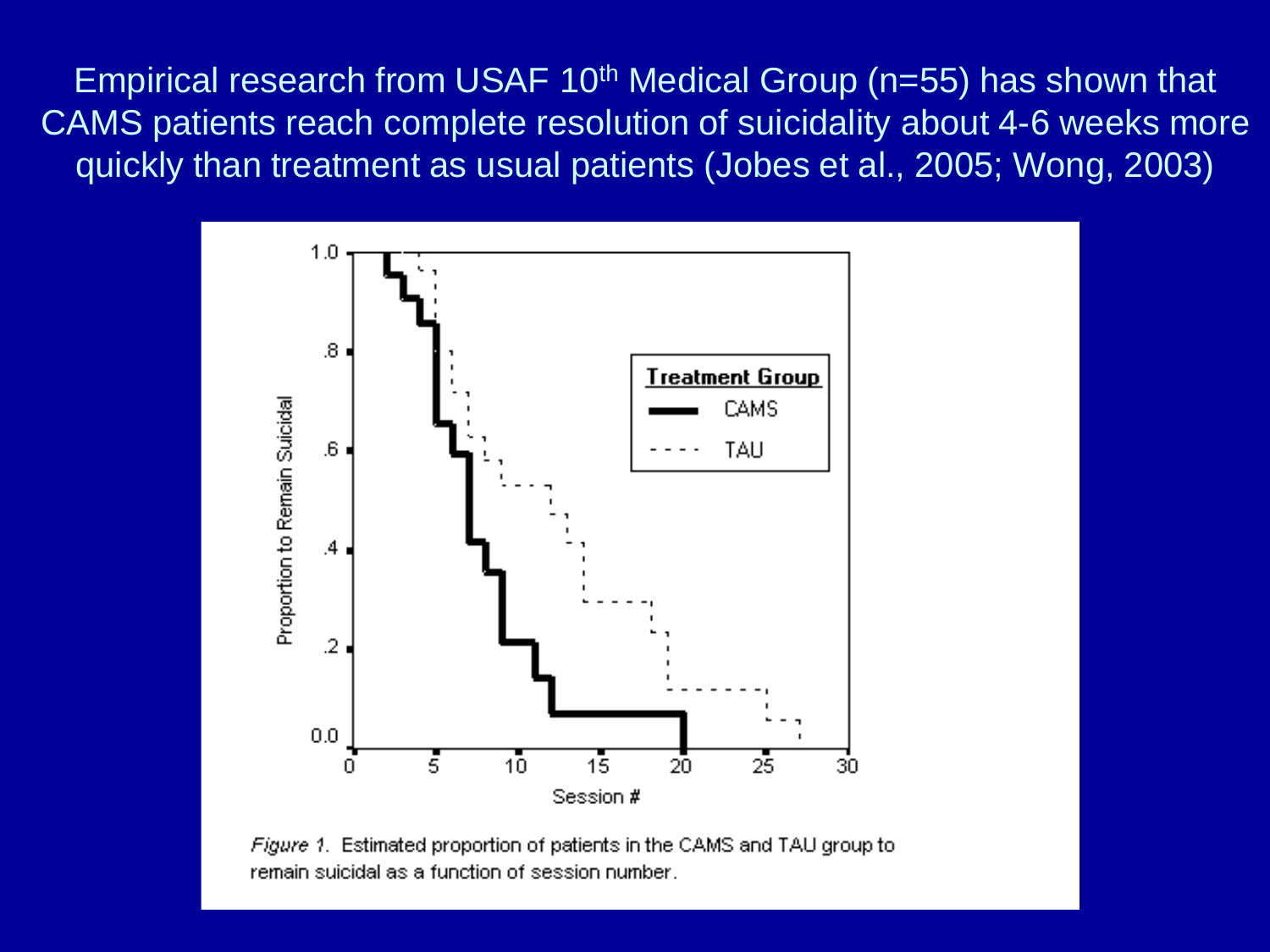Empirical research from USAF 10th Medical Group (n=55) has shown that CAMS patients reach complete resolution of suicidality about 4-6 weeks more quickly than treatment as usual patients (Jobes et al., 2005; Wong, 2003)

*Figure 1.* Estimated proportion of patients in the CAMS and TAU group to remain suicidal as a function of session number.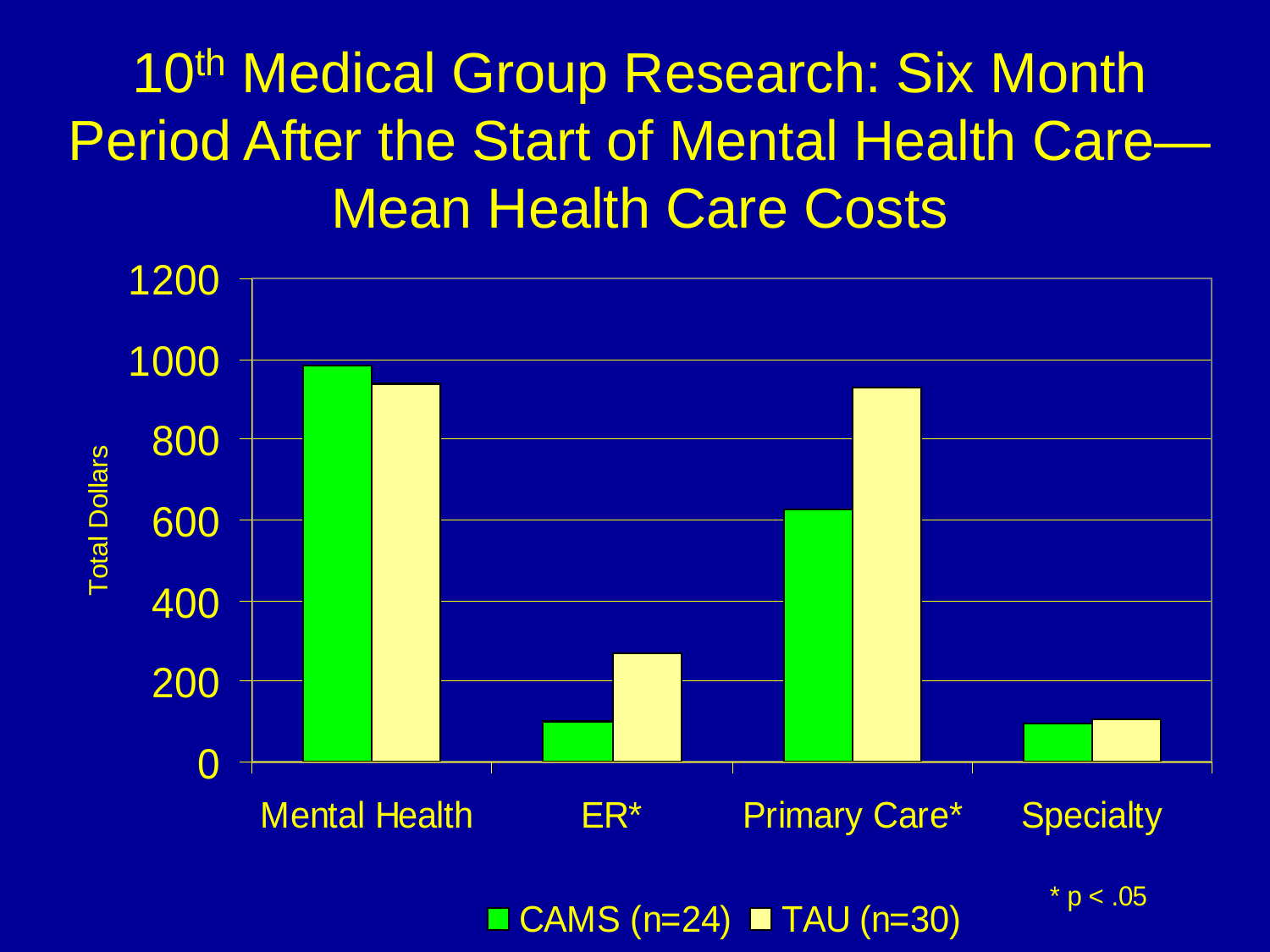# $10^{th}$ Medical Group Research: Six Month Period After the Start of Mental Health Care—Mean Health Care Costs

Total Dollars

1200
1000
800
600
400
200
0

Mental Health
ER*
Primary Care*
Specialty

CAMS (n=24)
TAU (n=30)

* $p < .05$